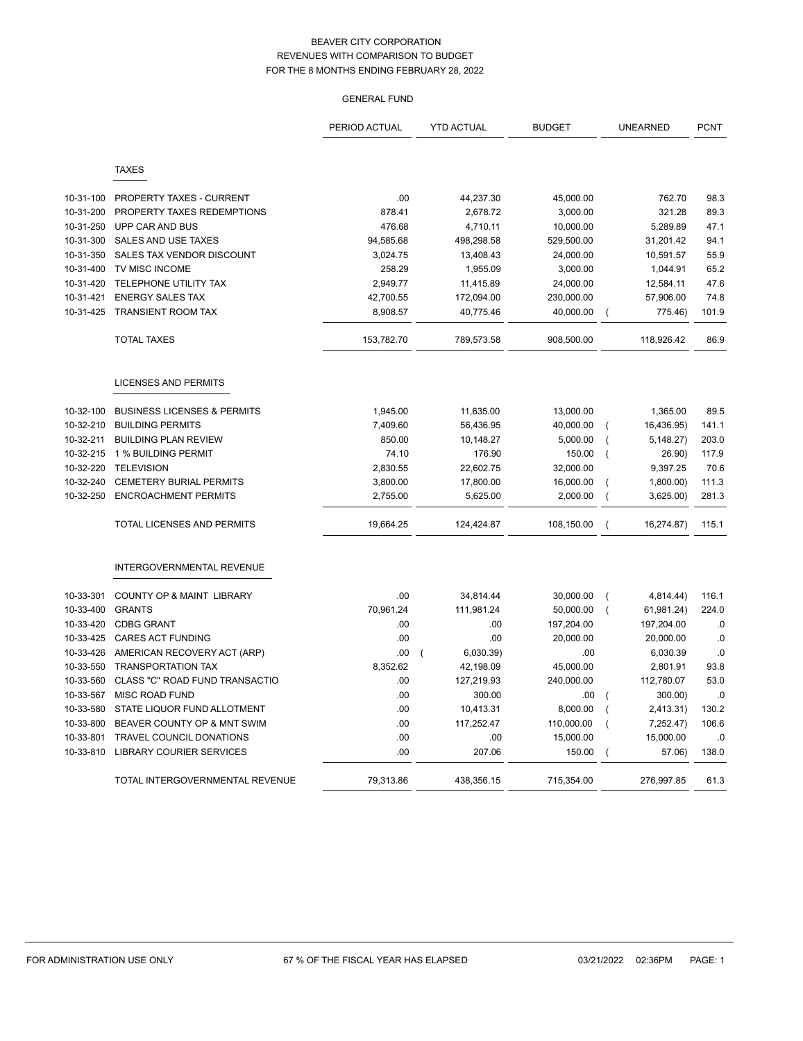# BEAVER CITY CORPORATION
## REVENUES WITH COMPARISON TO BUDGET
## FOR THE 8 MONTHS ENDING FEBRUARY 28, 2022

### GENERAL FUND

| | | PERIOD ACTUAL | YTD ACTUAL | BUDGET | UNEARNED | PCNT |
|---|---|---|---|---|---|---|
| | **TAXES** | | | | | |
| 10-31-100 | PROPERTY TAXES - CURRENT | .00 | 44,237.30 | 45,000.00 | 762.70 | 98.3 |
| 10-31-200 | PROPERTY TAXES REDEMPTIONS | 878.41 | 2,678.72 | 3,000.00 | 321.28 | 89.3 |
| 10-31-250 | UPP CAR AND BUS | 476.68 | 4,710.11 | 10,000.00 | 5,289.89 | 47.1 |
| 10-31-300 | SALES AND USE TAXES | 94,585.68 | 498,298.58 | 529,500.00 | 31,201.42 | 94.1 |
| 10-31-350 | SALES TAX VENDOR DISCOUNT | 3,024.75 | 13,408.43 | 24,000.00 | 10,591.57 | 55.9 |
| 10-31-400 | TV MISC INCOME | 258.29 | 1,955.09 | 3,000.00 | 1,044.91 | 65.2 |
| 10-31-420 | TELEPHONE UTILITY TAX | 2,949.77 | 11,415.89 | 24,000.00 | 12,584.11 | 47.6 |
| 10-31-421 | ENERGY SALES TAX | 42,700.55 | 172,094.00 | 230,000.00 | 57,906.00 | 74.8 |
| 10-31-425 | TRANSIENT ROOM TAX | 8,908.57 | 40,775.46 | 40,000.00 | ( 775.46) | 101.9 |
| | TOTAL TAXES | 153,782.70 | 789,573.58 | 908,500.00 | 118,926.42 | 86.9 |
| | **LICENSES AND PERMITS** | | | | | |
| 10-32-100 | BUSINESS LICENSES & PERMITS | 1,945.00 | 11,635.00 | 13,000.00 | 1,365.00 | 89.5 |
| 10-32-210 | BUILDING PERMITS | 7,409.60 | 56,436.95 | 40,000.00 | ( 16,436.95) | 141.1 |
| 10-32-211 | BUILDING PLAN REVIEW | 850.00 | 10,148.27 | 5,000.00 | ( 5,148.27) | 203.0 |
| 10-32-215 | 1 % BUILDING PERMIT | 74.10 | 176.90 | 150.00 | ( 26.90) | 117.9 |
| 10-32-220 | TELEVISION | 2,830.55 | 22,602.75 | 32,000.00 | 9,397.25 | 70.6 |
| 10-32-240 | CEMETERY BURIAL PERMITS | 3,800.00 | 17,800.00 | 16,000.00 | ( 1,800.00) | 111.3 |
| 10-32-250 | ENCROACHMENT PERMITS | 2,755.00 | 5,625.00 | 2,000.00 | ( 3,625.00) | 281.3 |
| | TOTAL LICENSES AND PERMITS | 19,664.25 | 124,424.87 | 108,150.00 | ( 16,274.87) | 115.1 |
| | **INTERGOVERNMENTAL REVENUE** | | | | | |
| 10-33-301 | COUNTY OP & MAINT LIBRARY | .00 | 34,814.44 | 30,000.00 | ( 4,814.44) | 116.1 |
| 10-33-400 | GRANTS | 70,961.24 | 111,981.24 | 50,000.00 | ( 61,981.24) | 224.0 |
| 10-33-420 | CDBG GRANT | .00 | .00 | 197,204.00 | 197,204.00 | .0 |
| 10-33-425 | CARES ACT FUNDING | .00 | .00 | 20,000.00 | 20,000.00 | .0 |
| 10-33-426 | AMERICAN RECOVERY ACT (ARP) | .00 | ( 6,030.39) | .00 | 6,030.39 | .0 |
| 10-33-550 | TRANSPORTATION TAX | 8,352.62 | 42,198.09 | 45,000.00 | 2,801.91 | 93.8 |
| 10-33-560 | CLASS "C" ROAD FUND TRANSACTIO | .00 | 127,219.93 | 240,000.00 | 112,780.07 | 53.0 |
| 10-33-567 | MISC ROAD FUND | .00 | 300.00 | .00 | ( 300.00) | .0 |
| 10-33-580 | STATE LIQUOR FUND ALLOTMENT | .00 | 10,413.31 | 8,000.00 | ( 2,413.31) | 130.2 |
| 10-33-800 | BEAVER COUNTY OP & MNT SWIM | .00 | 117,252.47 | 110,000.00 | ( 7,252.47) | 106.6 |
| 10-33-801 | TRAVEL COUNCIL DONATIONS | .00 | .00 | 15,000.00 | 15,000.00 | .0 |
| 10-33-810 | LIBRARY COURIER SERVICES | .00 | 207.06 | 150.00 | ( 57.06) | 138.0 |
| | TOTAL INTERGOVERNMENTAL REVENUE | 79,313.86 | 438,356.15 | 715,354.00 | 276,997.85 | 61.3 |

FOR ADMINISTRATION USE ONLY — 67 % OF THE FISCAL YEAR HAS ELAPSED — 03/21/2022 02:36PM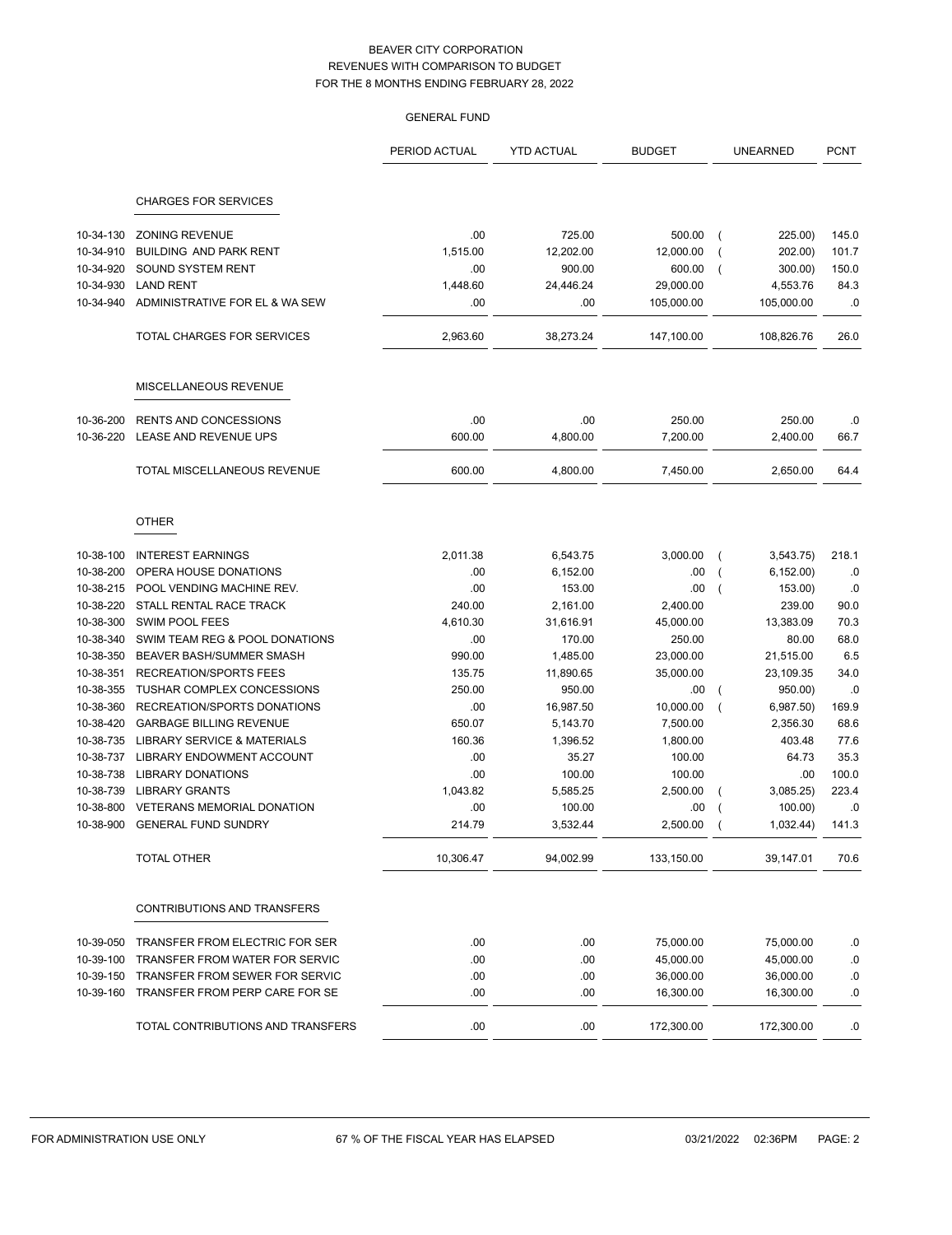BEAVER CITY CORPORATION
REVENUES WITH COMPARISON TO BUDGET
FOR THE 8 MONTHS ENDING FEBRUARY 28, 2022

GENERAL FUND

| | | PERIOD ACTUAL | YTD ACTUAL | BUDGET | UNEARNED | PCNT |
|---|---|---|---|---|---|---|
| | **CHARGES FOR SERVICES** | | | | | |
| 10-34-130 | ZONING REVENUE | .00 | 725.00 | 500.00 | ( 225.00) | 145.0 |
| 10-34-910 | BUILDING AND PARK RENT | 1,515.00 | 12,202.00 | 12,000.00 | ( 202.00) | 101.7 |
| 10-34-920 | SOUND SYSTEM RENT | .00 | 900.00 | 600.00 | ( 300.00) | 150.0 |
| 10-34-930 | LAND RENT | 1,448.60 | 24,446.24 | 29,000.00 | 4,553.76 | 84.3 |
| 10-34-940 | ADMINISTRATIVE FOR EL & WA SEW | .00 | .00 | 105,000.00 | 105,000.00 | .0 |
| | TOTAL CHARGES FOR SERVICES | 2,963.60 | 38,273.24 | 147,100.00 | 108,826.76 | 26.0 |
| | **MISCELLANEOUS REVENUE** | | | | | |
| 10-36-200 | RENTS AND CONCESSIONS | .00 | .00 | 250.00 | 250.00 | .0 |
| 10-36-220 | LEASE AND REVENUE UPS | 600.00 | 4,800.00 | 7,200.00 | 2,400.00 | 66.7 |
| | TOTAL MISCELLANEOUS REVENUE | 600.00 | 4,800.00 | 7,450.00 | 2,650.00 | 64.4 |
| | **OTHER** | | | | | |
| 10-38-100 | INTEREST EARNINGS | 2,011.38 | 6,543.75 | 3,000.00 | ( 3,543.75) | 218.1 |
| 10-38-200 | OPERA HOUSE DONATIONS | .00 | 6,152.00 | .00 | ( 6,152.00) | .0 |
| 10-38-215 | POOL VENDING MACHINE REV. | .00 | 153.00 | .00 | ( 153.00) | .0 |
| 10-38-220 | STALL RENTAL RACE TRACK | 240.00 | 2,161.00 | 2,400.00 | 239.00 | 90.0 |
| 10-38-300 | SWIM POOL FEES | 4,610.30 | 31,616.91 | 45,000.00 | 13,383.09 | 70.3 |
| 10-38-340 | SWIM TEAM REG & POOL DONATIONS | .00 | 170.00 | 250.00 | 80.00 | 68.0 |
| 10-38-350 | BEAVER BASH/SUMMER SMASH | 990.00 | 1,485.00 | 23,000.00 | 21,515.00 | 6.5 |
| 10-38-351 | RECREATION/SPORTS FEES | 135.75 | 11,890.65 | 35,000.00 | 23,109.35 | 34.0 |
| 10-38-355 | TUSHAR COMPLEX CONCESSIONS | 250.00 | 950.00 | .00 | ( 950.00) | .0 |
| 10-38-360 | RECREATION/SPORTS DONATIONS | .00 | 16,987.50 | 10,000.00 | ( 6,987.50) | 169.9 |
| 10-38-420 | GARBAGE BILLING REVENUE | 650.07 | 5,143.70 | 7,500.00 | 2,356.30 | 68.6 |
| 10-38-735 | LIBRARY SERVICE & MATERIALS | 160.36 | 1,396.52 | 1,800.00 | 403.48 | 77.6 |
| 10-38-737 | LIBRARY ENDOWMENT ACCOUNT | .00 | 35.27 | 100.00 | 64.73 | 35.3 |
| 10-38-738 | LIBRARY DONATIONS | .00 | 100.00 | 100.00 | .00 | 100.0 |
| 10-38-739 | LIBRARY GRANTS | 1,043.82 | 5,585.25 | 2,500.00 | ( 3,085.25) | 223.4 |
| 10-38-800 | VETERANS MEMORIAL DONATION | .00 | 100.00 | .00 | ( 100.00) | .0 |
| 10-38-900 | GENERAL FUND SUNDRY | 214.79 | 3,532.44 | 2,500.00 | ( 1,032.44) | 141.3 |
| | TOTAL OTHER | 10,306.47 | 94,002.99 | 133,150.00 | 39,147.01 | 70.6 |
| | **CONTRIBUTIONS AND TRANSFERS** | | | | | |
| 10-39-050 | TRANSFER FROM ELECTRIC FOR SER | .00 | .00 | 75,000.00 | 75,000.00 | .0 |
| 10-39-100 | TRANSFER FROM WATER FOR SERVIC | .00 | .00 | 45,000.00 | 45,000.00 | .0 |
| 10-39-150 | TRANSFER FROM SEWER FOR SERVIC | .00 | .00 | 36,000.00 | 36,000.00 | .0 |
| 10-39-160 | TRANSFER FROM PERP CARE FOR SE | .00 | .00 | 16,300.00 | 16,300.00 | .0 |
| | TOTAL CONTRIBUTIONS AND TRANSFERS | .00 | .00 | 172,300.00 | 172,300.00 | .0 |

FOR ADMINISTRATION USE ONLY — 67 % OF THE FISCAL YEAR HAS ELAPSED — 03/21/2022 02:36PM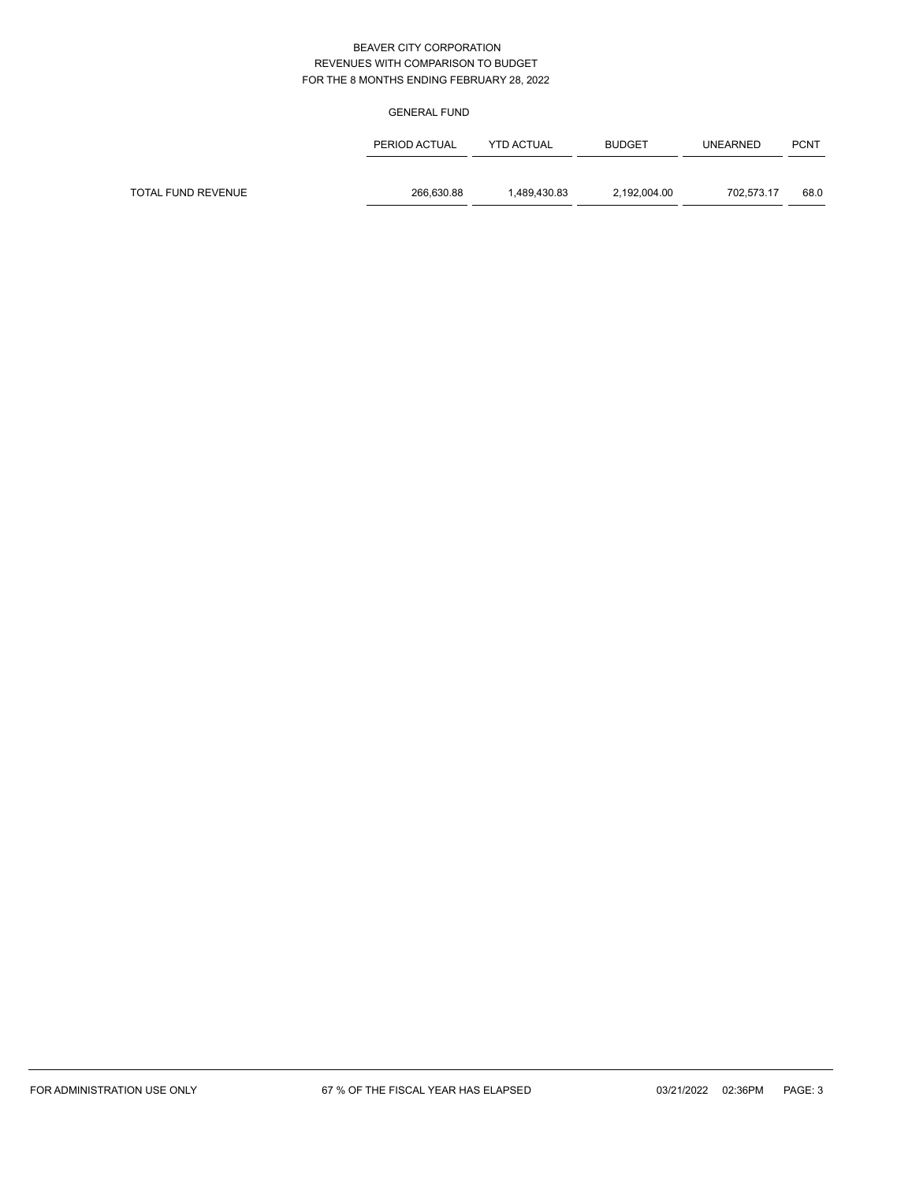BEAVER CITY CORPORATION
REVENUES WITH COMPARISON TO BUDGET
FOR THE 8 MONTHS ENDING FEBRUARY 28, 2022

GENERAL FUND

| | PERIOD ACTUAL | YTD ACTUAL | BUDGET | UNEARNED | PCNT |
|---|---|---|---|---|---|
| TOTAL FUND REVENUE | 266,630.88 | 1,489,430.83 | 2,192,004.00 | 702,573.17 | 68.0 |

FOR ADMINISTRATION USE ONLY    67 % OF THE FISCAL YEAR HAS ELAPSED    03/21/2022 02:36PM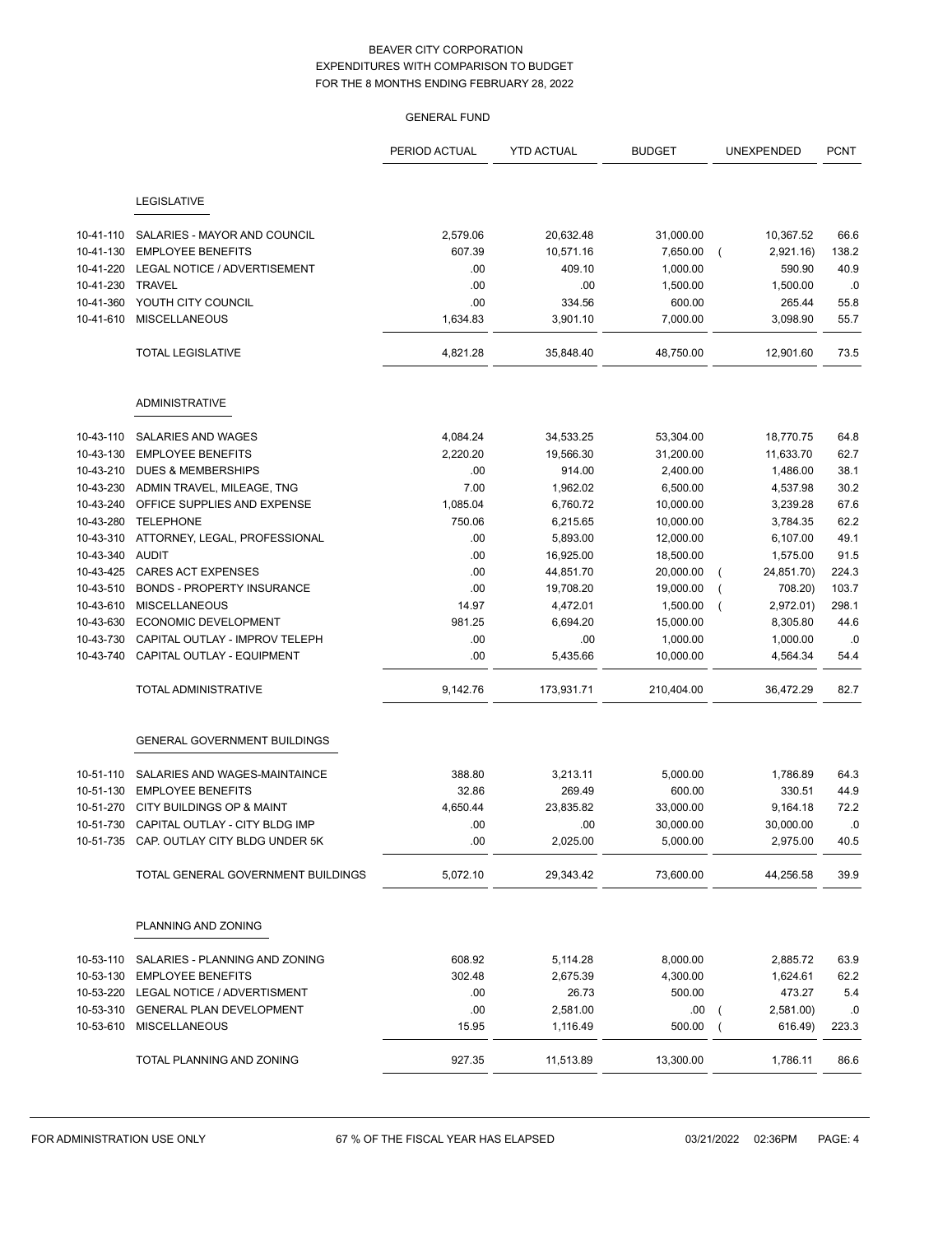BEAVER CITY CORPORATION
EXPENDITURES WITH COMPARISON TO BUDGET
FOR THE 8 MONTHS ENDING FEBRUARY 28, 2022

GENERAL FUND

| | | PERIOD ACTUAL | YTD ACTUAL | BUDGET | UNEXPENDED | PCNT |
|---|---|---|---|---|---|---|
| | **LEGISLATIVE** | | | | | |
| 10-41-110 | SALARIES - MAYOR AND COUNCIL | 2,579.06 | 20,632.48 | 31,000.00 | 10,367.52 | 66.6 |
| 10-41-130 | EMPLOYEE BENEFITS | 607.39 | 10,571.16 | 7,650.00 | ( 2,921.16) | 138.2 |
| 10-41-220 | LEGAL NOTICE / ADVERTISEMENT | .00 | 409.10 | 1,000.00 | 590.90 | 40.9 |
| 10-41-230 | TRAVEL | .00 | .00 | 1,500.00 | 1,500.00 | .0 |
| 10-41-360 | YOUTH CITY COUNCIL | .00 | 334.56 | 600.00 | 265.44 | 55.8 |
| 10-41-610 | MISCELLANEOUS | 1,634.83 | 3,901.10 | 7,000.00 | 3,098.90 | 55.7 |
| | TOTAL LEGISLATIVE | 4,821.28 | 35,848.40 | 48,750.00 | 12,901.60 | 73.5 |
| | **ADMINISTRATIVE** | | | | | |
| 10-43-110 | SALARIES AND WAGES | 4,084.24 | 34,533.25 | 53,304.00 | 18,770.75 | 64.8 |
| 10-43-130 | EMPLOYEE BENEFITS | 2,220.20 | 19,566.30 | 31,200.00 | 11,633.70 | 62.7 |
| 10-43-210 | DUES & MEMBERSHIPS | .00 | 914.00 | 2,400.00 | 1,486.00 | 38.1 |
| 10-43-230 | ADMIN TRAVEL, MILEAGE, TNG | 7.00 | 1,962.02 | 6,500.00 | 4,537.98 | 30.2 |
| 10-43-240 | OFFICE SUPPLIES AND EXPENSE | 1,085.04 | 6,760.72 | 10,000.00 | 3,239.28 | 67.6 |
| 10-43-280 | TELEPHONE | 750.06 | 6,215.65 | 10,000.00 | 3,784.35 | 62.2 |
| 10-43-310 | ATTORNEY, LEGAL, PROFESSIONAL | .00 | 5,893.00 | 12,000.00 | 6,107.00 | 49.1 |
| 10-43-340 | AUDIT | .00 | 16,925.00 | 18,500.00 | 1,575.00 | 91.5 |
| 10-43-425 | CARES ACT EXPENSES | .00 | 44,851.70 | 20,000.00 | ( 24,851.70) | 224.3 |
| 10-43-510 | BONDS - PROPERTY INSURANCE | .00 | 19,708.20 | 19,000.00 | ( 708.20) | 103.7 |
| 10-43-610 | MISCELLANEOUS | 14.97 | 4,472.01 | 1,500.00 | ( 2,972.01) | 298.1 |
| 10-43-630 | ECONOMIC DEVELOPMENT | 981.25 | 6,694.20 | 15,000.00 | 8,305.80 | 44.6 |
| 10-43-730 | CAPITAL OUTLAY - IMPROV TELEPH | .00 | .00 | 1,000.00 | 1,000.00 | .0 |
| 10-43-740 | CAPITAL OUTLAY - EQUIPMENT | .00 | 5,435.66 | 10,000.00 | 4,564.34 | 54.4 |
| | TOTAL ADMINISTRATIVE | 9,142.76 | 173,931.71 | 210,404.00 | 36,472.29 | 82.7 |
| | **GENERAL GOVERNMENT BUILDINGS** | | | | | |
| 10-51-110 | SALARIES AND WAGES-MAINTAINCE | 388.80 | 3,213.11 | 5,000.00 | 1,786.89 | 64.3 |
| 10-51-130 | EMPLOYEE BENEFITS | 32.86 | 269.49 | 600.00 | 330.51 | 44.9 |
| 10-51-270 | CITY BUILDINGS OP & MAINT | 4,650.44 | 23,835.82 | 33,000.00 | 9,164.18 | 72.2 |
| 10-51-730 | CAPITAL OUTLAY - CITY BLDG IMP | .00 | .00 | 30,000.00 | 30,000.00 | .0 |
| 10-51-735 | CAP. OUTLAY CITY BLDG UNDER 5K | .00 | 2,025.00 | 5,000.00 | 2,975.00 | 40.5 |
| | TOTAL GENERAL GOVERNMENT BUILDINGS | 5,072.10 | 29,343.42 | 73,600.00 | 44,256.58 | 39.9 |
| | **PLANNING AND ZONING** | | | | | |
| 10-53-110 | SALARIES - PLANNING AND ZONING | 608.92 | 5,114.28 | 8,000.00 | 2,885.72 | 63.9 |
| 10-53-130 | EMPLOYEE BENEFITS | 302.48 | 2,675.39 | 4,300.00 | 1,624.61 | 62.2 |
| 10-53-220 | LEGAL NOTICE / ADVERTISMENT | .00 | 26.73 | 500.00 | 473.27 | 5.4 |
| 10-53-310 | GENERAL PLAN DEVELOPMENT | .00 | 2,581.00 | .00 | ( 2,581.00) | .0 |
| 10-53-610 | MISCELLANEOUS | 15.95 | 1,116.49 | 500.00 | ( 616.49) | 223.3 |
| | TOTAL PLANNING AND ZONING | 927.35 | 11,513.89 | 13,300.00 | 1,786.11 | 86.6 |

FOR ADMINISTRATION USE ONLY    67 % OF THE FISCAL YEAR HAS ELAPSED    03/21/2022 02:36PM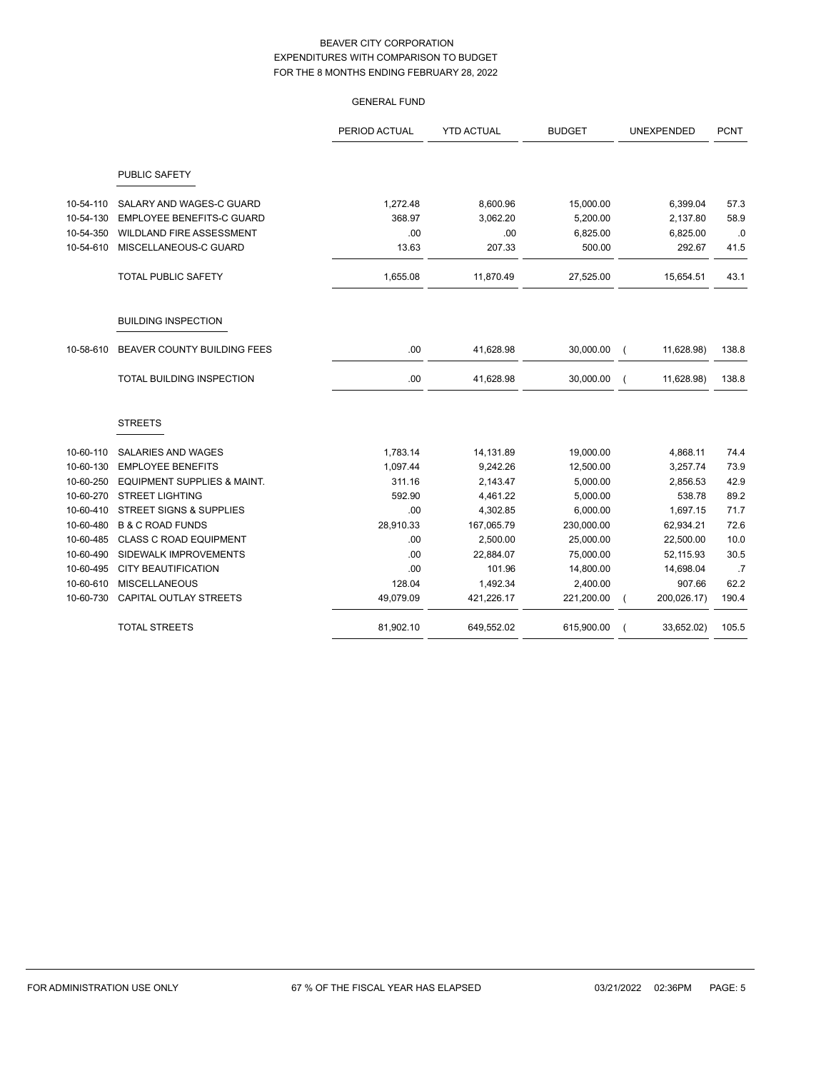BEAVER CITY CORPORATION
EXPENDITURES WITH COMPARISON TO BUDGET
FOR THE 8 MONTHS ENDING FEBRUARY 28, 2022

GENERAL FUND

| | | PERIOD ACTUAL | YTD ACTUAL | BUDGET | UNEXPENDED | PCNT |
|---|---|---|---|---|---|---|
| | **PUBLIC SAFETY** | | | | | |
| 10-54-110 | SALARY AND WAGES-C GUARD | 1,272.48 | 8,600.96 | 15,000.00 | 6,399.04 | 57.3 |
| 10-54-130 | EMPLOYEE BENEFITS-C GUARD | 368.97 | 3,062.20 | 5,200.00 | 2,137.80 | 58.9 |
| 10-54-350 | WILDLAND FIRE ASSESSMENT | .00 | .00 | 6,825.00 | 6,825.00 | .0 |
| 10-54-610 | MISCELLANEOUS-C GUARD | 13.63 | 207.33 | 500.00 | 292.67 | 41.5 |
| | TOTAL PUBLIC SAFETY | 1,655.08 | 11,870.49 | 27,525.00 | 15,654.51 | 43.1 |
| | **BUILDING INSPECTION** | | | | | |
| 10-58-610 | BEAVER COUNTY BUILDING FEES | .00 | 41,628.98 | 30,000.00 | ( 11,628.98) | 138.8 |
| | TOTAL BUILDING INSPECTION | .00 | 41,628.98 | 30,000.00 | ( 11,628.98) | 138.8 |
| | **STREETS** | | | | | |
| 10-60-110 | SALARIES AND WAGES | 1,783.14 | 14,131.89 | 19,000.00 | 4,868.11 | 74.4 |
| 10-60-130 | EMPLOYEE BENEFITS | 1,097.44 | 9,242.26 | 12,500.00 | 3,257.74 | 73.9 |
| 10-60-250 | EQUIPMENT SUPPLIES & MAINT. | 311.16 | 2,143.47 | 5,000.00 | 2,856.53 | 42.9 |
| 10-60-270 | STREET LIGHTING | 592.90 | 4,461.22 | 5,000.00 | 538.78 | 89.2 |
| 10-60-410 | STREET SIGNS & SUPPLIES | .00 | 4,302.85 | 6,000.00 | 1,697.15 | 71.7 |
| 10-60-480 | B & C ROAD FUNDS | 28,910.33 | 167,065.79 | 230,000.00 | 62,934.21 | 72.6 |
| 10-60-485 | CLASS C ROAD EQUIPMENT | .00 | 2,500.00 | 25,000.00 | 22,500.00 | 10.0 |
| 10-60-490 | SIDEWALK IMPROVEMENTS | .00 | 22,884.07 | 75,000.00 | 52,115.93 | 30.5 |
| 10-60-495 | CITY BEAUTIFICATION | .00 | 101.96 | 14,800.00 | 14,698.04 | .7 |
| 10-60-610 | MISCELLANEOUS | 128.04 | 1,492.34 | 2,400.00 | 907.66 | 62.2 |
| 10-60-730 | CAPITAL OUTLAY STREETS | 49,079.09 | 421,226.17 | 221,200.00 | ( 200,026.17) | 190.4 |
| | TOTAL STREETS | 81,902.10 | 649,552.02 | 615,900.00 | ( 33,652.02) | 105.5 |

FOR ADMINISTRATION USE ONLY 67 % OF THE FISCAL YEAR HAS ELAPSED 03/21/2022 02:36PM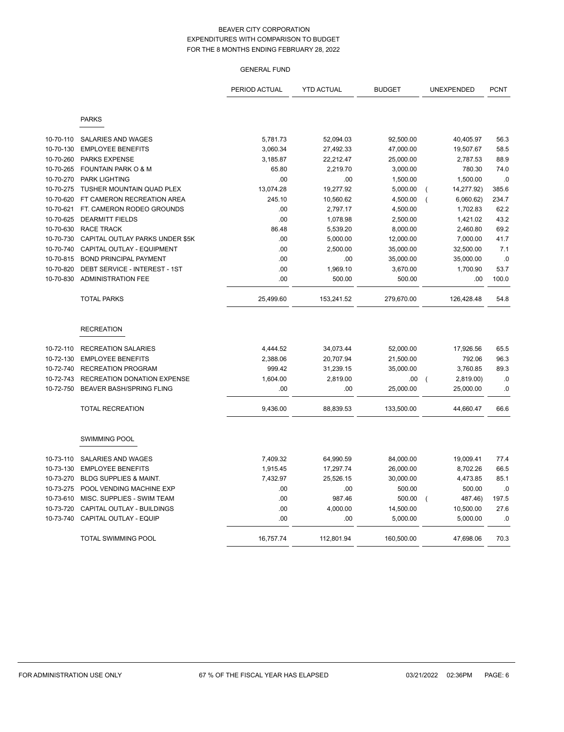# BEAVER CITY CORPORATION
## EXPENDITURES WITH COMPARISON TO BUDGET
## FOR THE 8 MONTHS ENDING FEBRUARY 28, 2022

### GENERAL FUND

| | | PERIOD ACTUAL | YTD ACTUAL | BUDGET | UNEXPENDED | PCNT |
|---|---|---|---|---|---|---|
| | **PARKS** | | | | | |
| 10-70-110 | SALARIES AND WAGES | 5,781.73 | 52,094.03 | 92,500.00 | 40,405.97 | 56.3 |
| 10-70-130 | EMPLOYEE BENEFITS | 3,060.34 | 27,492.33 | 47,000.00 | 19,507.67 | 58.5 |
| 10-70-260 | PARKS EXPENSE | 3,185.87 | 22,212.47 | 25,000.00 | 2,787.53 | 88.9 |
| 10-70-265 | FOUNTAIN PARK O & M | 65.80 | 2,219.70 | 3,000.00 | 780.30 | 74.0 |
| 10-70-270 | PARK LIGHTING | .00 | .00 | 1,500.00 | 1,500.00 | .0 |
| 10-70-275 | TUSHER MOUNTAIN QUAD PLEX | 13,074.28 | 19,277.92 | 5,000.00 | ( 14,277.92) | 385.6 |
| 10-70-620 | FT CAMERON RECREATION AREA | 245.10 | 10,560.62 | 4,500.00 | ( 6,060.62) | 234.7 |
| 10-70-621 | FT. CAMERON RODEO GROUNDS | .00 | 2,797.17 | 4,500.00 | 1,702.83 | 62.2 |
| 10-70-625 | DEARMITT FIELDS | .00 | 1,078.98 | 2,500.00 | 1,421.02 | 43.2 |
| 10-70-630 | RACE TRACK | 86.48 | 5,539.20 | 8,000.00 | 2,460.80 | 69.2 |
| 10-70-730 | CAPITAL OUTLAY PARKS UNDER $5K | .00 | 5,000.00 | 12,000.00 | 7,000.00 | 41.7 |
| 10-70-740 | CAPITAL OUTLAY - EQUIPMENT | .00 | 2,500.00 | 35,000.00 | 32,500.00 | 7.1 |
| 10-70-815 | BOND PRINCIPAL PAYMENT | .00 | .00 | 35,000.00 | 35,000.00 | .0 |
| 10-70-820 | DEBT SERVICE - INTEREST - 1ST | .00 | 1,969.10 | 3,670.00 | 1,700.90 | 53.7 |
| 10-70-830 | ADMINISTRATION FEE | .00 | 500.00 | 500.00 | .00 | 100.0 |
| | TOTAL PARKS | 25,499.60 | 153,241.52 | 279,670.00 | 126,428.48 | 54.8 |
| | **RECREATION** | | | | | |
| 10-72-110 | RECREATION SALARIES | 4,444.52 | 34,073.44 | 52,000.00 | 17,926.56 | 65.5 |
| 10-72-130 | EMPLOYEE BENEFITS | 2,388.06 | 20,707.94 | 21,500.00 | 792.06 | 96.3 |
| 10-72-740 | RECREATION PROGRAM | 999.42 | 31,239.15 | 35,000.00 | 3,760.85 | 89.3 |
| 10-72-743 | RECREATION DONATION EXPENSE | 1,604.00 | 2,819.00 | .00 | ( 2,819.00) | .0 |
| 10-72-750 | BEAVER BASH/SPRING FLING | .00 | .00 | 25,000.00 | 25,000.00 | .0 |
| | TOTAL RECREATION | 9,436.00 | 88,839.53 | 133,500.00 | 44,660.47 | 66.6 |
| | **SWIMMING POOL** | | | | | |
| 10-73-110 | SALARIES AND WAGES | 7,409.32 | 64,990.59 | 84,000.00 | 19,009.41 | 77.4 |
| 10-73-130 | EMPLOYEE BENEFITS | 1,915.45 | 17,297.74 | 26,000.00 | 8,702.26 | 66.5 |
| 10-73-270 | BLDG SUPPLIES & MAINT. | 7,432.97 | 25,526.15 | 30,000.00 | 4,473.85 | 85.1 |
| 10-73-275 | POOL VENDING MACHINE EXP | .00 | .00 | 500.00 | 500.00 | .0 |
| 10-73-610 | MISC. SUPPLIES - SWIM TEAM | .00 | 987.46 | 500.00 | ( 487.46) | 197.5 |
| 10-73-720 | CAPITAL OUTLAY - BUILDINGS | .00 | 4,000.00 | 14,500.00 | 10,500.00 | 27.6 |
| 10-73-740 | CAPITAL OUTLAY - EQUIP | .00 | .00 | 5,000.00 | 5,000.00 | .0 |
| | TOTAL SWIMMING POOL | 16,757.74 | 112,801.94 | 160,500.00 | 47,698.06 | 70.3 |

FOR ADMINISTRATION USE ONLY 67 % OF THE FISCAL YEAR HAS ELAPSED 03/21/2022 02:36PM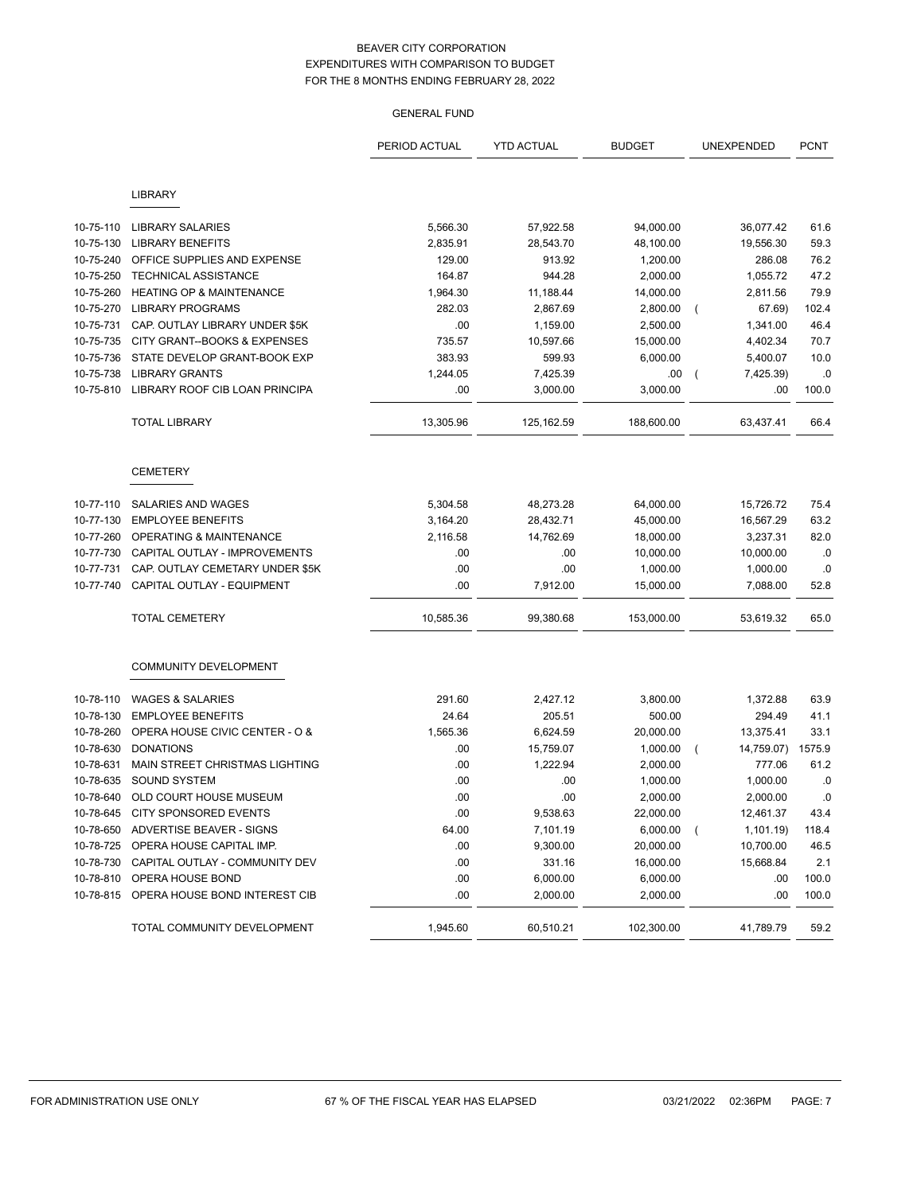# BEAVER CITY CORPORATION
## EXPENDITURES WITH COMPARISON TO BUDGET
## FOR THE 8 MONTHS ENDING FEBRUARY 28, 2022

### GENERAL FUND

| | | PERIOD ACTUAL | YTD ACTUAL | BUDGET | UNEXPENDED | PCNT |
|---|---|---|---|---|---|---|
| | **LIBRARY** | | | | | |
| 10-75-110 | LIBRARY SALARIES | 5,566.30 | 57,922.58 | 94,000.00 | 36,077.42 | 61.6 |
| 10-75-130 | LIBRARY BENEFITS | 2,835.91 | 28,543.70 | 48,100.00 | 19,556.30 | 59.3 |
| 10-75-240 | OFFICE SUPPLIES AND EXPENSE | 129.00 | 913.92 | 1,200.00 | 286.08 | 76.2 |
| 10-75-250 | TECHNICAL ASSISTANCE | 164.87 | 944.28 | 2,000.00 | 1,055.72 | 47.2 |
| 10-75-260 | HEATING OP & MAINTENANCE | 1,964.30 | 11,188.44 | 14,000.00 | 2,811.56 | 79.9 |
| 10-75-270 | LIBRARY PROGRAMS | 282.03 | 2,867.69 | 2,800.00 | ( 67.69) | 102.4 |
| 10-75-731 | CAP. OUTLAY LIBRARY UNDER $5K | .00 | 1,159.00 | 2,500.00 | 1,341.00 | 46.4 |
| 10-75-735 | CITY GRANT--BOOKS & EXPENSES | 735.57 | 10,597.66 | 15,000.00 | 4,402.34 | 70.7 |
| 10-75-736 | STATE DEVELOP GRANT-BOOK EXP | 383.93 | 599.93 | 6,000.00 | 5,400.07 | 10.0 |
| 10-75-738 | LIBRARY GRANTS | 1,244.05 | 7,425.39 | .00 | ( 7,425.39) | .0 |
| 10-75-810 | LIBRARY ROOF CIB LOAN PRINCIPA | .00 | 3,000.00 | 3,000.00 | .00 | 100.0 |
| | TOTAL LIBRARY | 13,305.96 | 125,162.59 | 188,600.00 | 63,437.41 | 66.4 |
| | **CEMETERY** | | | | | |
| 10-77-110 | SALARIES AND WAGES | 5,304.58 | 48,273.28 | 64,000.00 | 15,726.72 | 75.4 |
| 10-77-130 | EMPLOYEE BENEFITS | 3,164.20 | 28,432.71 | 45,000.00 | 16,567.29 | 63.2 |
| 10-77-260 | OPERATING & MAINTENANCE | 2,116.58 | 14,762.69 | 18,000.00 | 3,237.31 | 82.0 |
| 10-77-730 | CAPITAL OUTLAY - IMPROVEMENTS | .00 | .00 | 10,000.00 | 10,000.00 | .0 |
| 10-77-731 | CAP. OUTLAY CEMETARY UNDER $5K | .00 | .00 | 1,000.00 | 1,000.00 | .0 |
| 10-77-740 | CAPITAL OUTLAY - EQUIPMENT | .00 | 7,912.00 | 15,000.00 | 7,088.00 | 52.8 |
| | TOTAL CEMETERY | 10,585.36 | 99,380.68 | 153,000.00 | 53,619.32 | 65.0 |
| | **COMMUNITY DEVELOPMENT** | | | | | |
| 10-78-110 | WAGES & SALARIES | 291.60 | 2,427.12 | 3,800.00 | 1,372.88 | 63.9 |
| 10-78-130 | EMPLOYEE BENEFITS | 24.64 | 205.51 | 500.00 | 294.49 | 41.1 |
| 10-78-260 | OPERA HOUSE CIVIC CENTER - O & | 1,565.36 | 6,624.59 | 20,000.00 | 13,375.41 | 33.1 |
| 10-78-630 | DONATIONS | .00 | 15,759.07 | 1,000.00 | ( 14,759.07) | 1575.9 |
| 10-78-631 | MAIN STREET CHRISTMAS LIGHTING | .00 | 1,222.94 | 2,000.00 | 777.06 | 61.2 |
| 10-78-635 | SOUND SYSTEM | .00 | .00 | 1,000.00 | 1,000.00 | .0 |
| 10-78-640 | OLD COURT HOUSE MUSEUM | .00 | .00 | 2,000.00 | 2,000.00 | .0 |
| 10-78-645 | CITY SPONSORED EVENTS | .00 | 9,538.63 | 22,000.00 | 12,461.37 | 43.4 |
| 10-78-650 | ADVERTISE BEAVER - SIGNS | 64.00 | 7,101.19 | 6,000.00 | ( 1,101.19) | 118.4 |
| 10-78-725 | OPERA HOUSE CAPITAL IMP. | .00 | 9,300.00 | 20,000.00 | 10,700.00 | 46.5 |
| 10-78-730 | CAPITAL OUTLAY - COMMUNITY DEV | .00 | 331.16 | 16,000.00 | 15,668.84 | 2.1 |
| 10-78-810 | OPERA HOUSE BOND | .00 | 6,000.00 | 6,000.00 | .00 | 100.0 |
| 10-78-815 | OPERA HOUSE BOND INTEREST CIB | .00 | 2,000.00 | 2,000.00 | .00 | 100.0 |
| | TOTAL COMMUNITY DEVELOPMENT | 1,945.60 | 60,510.21 | 102,300.00 | 41,789.79 | 59.2 |

FOR ADMINISTRATION USE ONLY — 67 % OF THE FISCAL YEAR HAS ELAPSED — 03/21/2022 02:36PM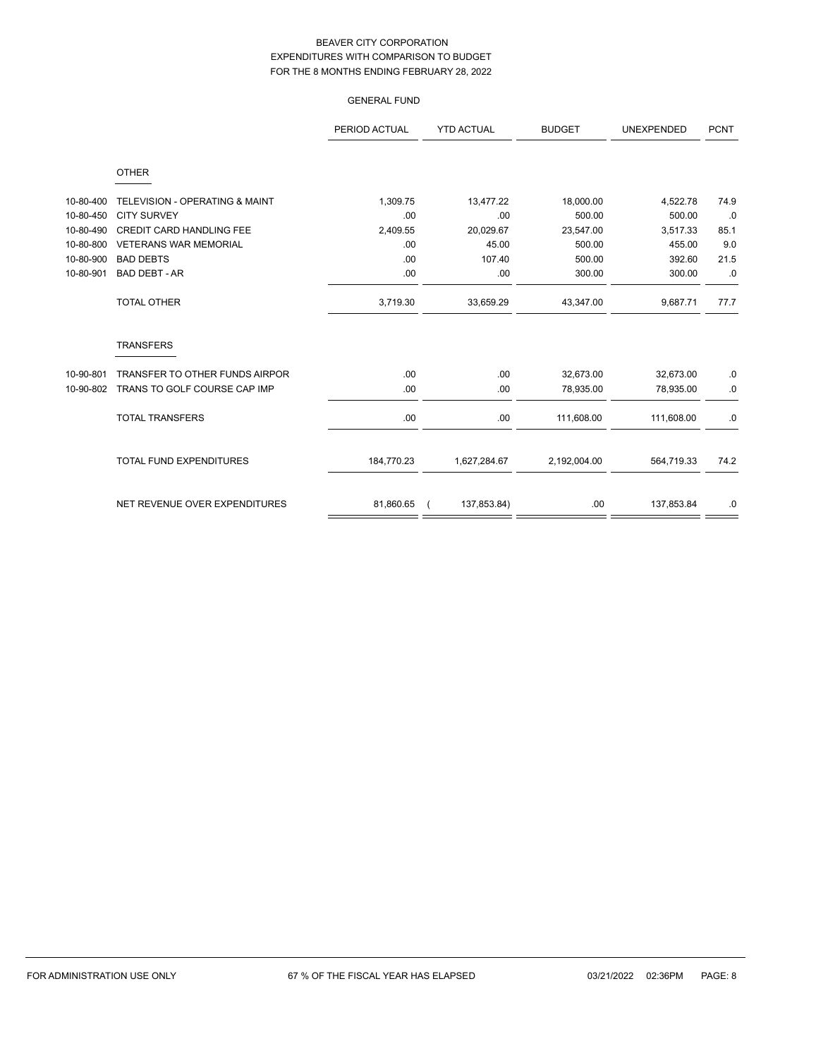BEAVER CITY CORPORATION
EXPENDITURES WITH COMPARISON TO BUDGET
FOR THE 8 MONTHS ENDING FEBRUARY 28, 2022

GENERAL FUND

| | | PERIOD ACTUAL | YTD ACTUAL | BUDGET | UNEXPENDED | PCNT |
|---|---|---|---|---|---|---|
| | **OTHER** | | | | | |
| 10-80-400 | TELEVISION - OPERATING & MAINT | 1,309.75 | 13,477.22 | 18,000.00 | 4,522.78 | 74.9 |
| 10-80-450 | CITY SURVEY | .00 | .00 | 500.00 | 500.00 | .0 |
| 10-80-490 | CREDIT CARD HANDLING FEE | 2,409.55 | 20,029.67 | 23,547.00 | 3,517.33 | 85.1 |
| 10-80-800 | VETERANS WAR MEMORIAL | .00 | 45.00 | 500.00 | 455.00 | 9.0 |
| 10-80-900 | BAD DEBTS | .00 | 107.40 | 500.00 | 392.60 | 21.5 |
| 10-80-901 | BAD DEBT - AR | .00 | .00 | 300.00 | 300.00 | .0 |
| | TOTAL OTHER | 3,719.30 | 33,659.29 | 43,347.00 | 9,687.71 | 77.7 |
| | **TRANSFERS** | | | | | |
| 10-90-801 | TRANSFER TO OTHER FUNDS AIRPOR | .00 | .00 | 32,673.00 | 32,673.00 | .0 |
| 10-90-802 | TRANS TO GOLF COURSE CAP IMP | .00 | .00 | 78,935.00 | 78,935.00 | .0 |
| | TOTAL TRANSFERS | .00 | .00 | 111,608.00 | 111,608.00 | .0 |
| | TOTAL FUND EXPENDITURES | 184,770.23 | 1,627,284.67 | 2,192,004.00 | 564,719.33 | 74.2 |
| | NET REVENUE OVER EXPENDITURES | 81,860.65 | ( 137,853.84) | .00 | 137,853.84 | .0 |

FOR ADMINISTRATION USE ONLY — 67 % OF THE FISCAL YEAR HAS ELAPSED — 03/21/2022 02:36PM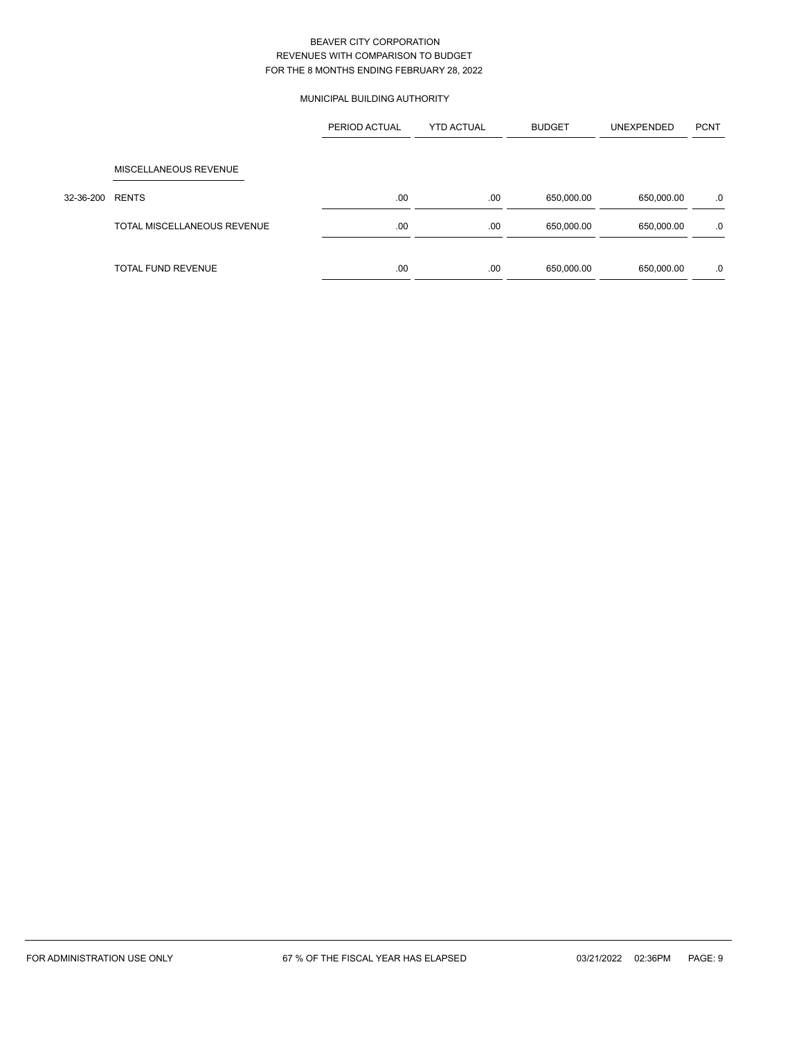# BEAVER CITY CORPORATION
## REVENUES WITH COMPARISON TO BUDGET
## FOR THE 8 MONTHS ENDING FEBRUARY 28, 2022

### MUNICIPAL BUILDING AUTHORITY

| | | PERIOD ACTUAL | YTD ACTUAL | BUDGET | UNEXPENDED | PCNT |
|---|---|---|---|---|---|---|
| | MISCELLANEOUS REVENUE | | | | | |
| 32-36-200 | RENTS | .00 | .00 | 650,000.00 | 650,000.00 | .0 |
| | TOTAL MISCELLANEOUS REVENUE | .00 | .00 | 650,000.00 | 650,000.00 | .0 |
| | TOTAL FUND REVENUE | .00 | .00 | 650,000.00 | 650,000.00 | .0 |

FOR ADMINISTRATION USE ONLY    67 % OF THE FISCAL YEAR HAS ELAPSED    03/21/2022 02:36PM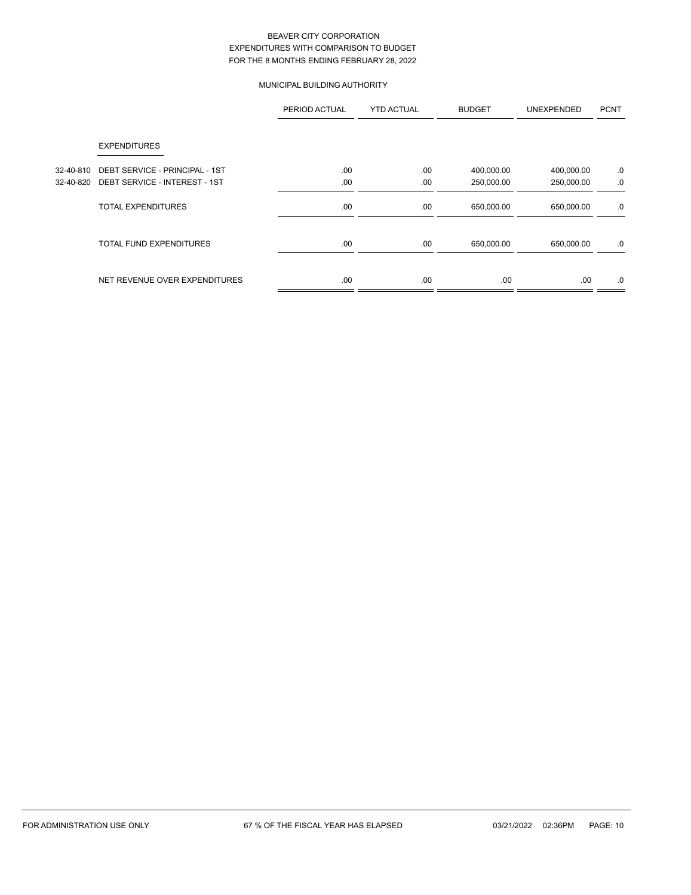BEAVER CITY CORPORATION
EXPENDITURES WITH COMPARISON TO BUDGET
FOR THE 8 MONTHS ENDING FEBRUARY 28, 2022

MUNICIPAL BUILDING AUTHORITY

| | | PERIOD ACTUAL | YTD ACTUAL | BUDGET | UNEXPENDED | PCNT |
|---|---|---|---|---|---|---|
| | EXPENDITURES | | | | | |
| 32-40-810 | DEBT SERVICE - PRINCIPAL - 1ST | .00 | .00 | 400,000.00 | 400,000.00 | .0 |
| 32-40-820 | DEBT SERVICE - INTEREST - 1ST | .00 | .00 | 250,000.00 | 250,000.00 | .0 |
| | TOTAL EXPENDITURES | .00 | .00 | 650,000.00 | 650,000.00 | .0 |
| | TOTAL FUND EXPENDITURES | .00 | .00 | 650,000.00 | 650,000.00 | .0 |
| | NET REVENUE OVER EXPENDITURES | .00 | .00 | .00 | .00 | .0 |

FOR ADMINISTRATION USE ONLY 67 % OF THE FISCAL YEAR HAS ELAPSED 03/21/2022 02:36PM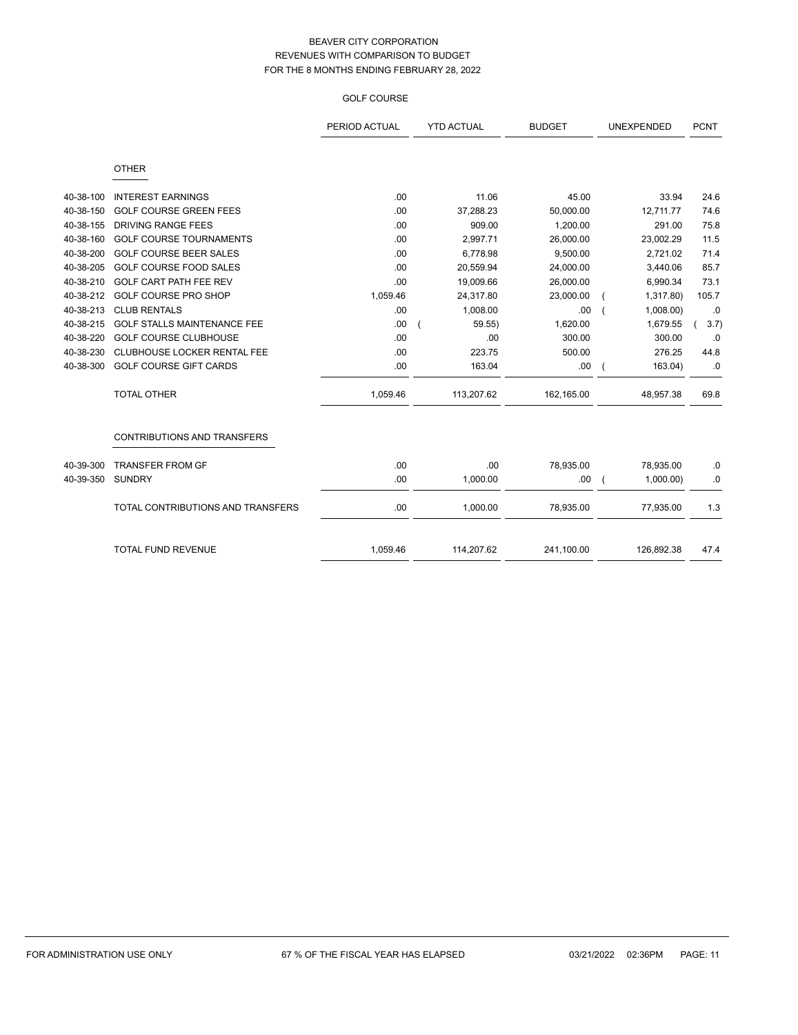# BEAVER CITY CORPORATION
## REVENUES WITH COMPARISON TO BUDGET
## FOR THE 8 MONTHS ENDING FEBRUARY 28, 2022

### GOLF COURSE

| | | PERIOD ACTUAL | YTD ACTUAL | BUDGET | UNEXPENDED | PCNT |
|---|---|---|---|---|---|---|
| | **OTHER** | | | | | |
| 40-38-100 | INTEREST EARNINGS | .00 | 11.06 | 45.00 | 33.94 | 24.6 |
| 40-38-150 | GOLF COURSE GREEN FEES | .00 | 37,288.23 | 50,000.00 | 12,711.77 | 74.6 |
| 40-38-155 | DRIVING RANGE FEES | .00 | 909.00 | 1,200.00 | 291.00 | 75.8 |
| 40-38-160 | GOLF COURSE TOURNAMENTS | .00 | 2,997.71 | 26,000.00 | 23,002.29 | 11.5 |
| 40-38-200 | GOLF COURSE BEER SALES | .00 | 6,778.98 | 9,500.00 | 2,721.02 | 71.4 |
| 40-38-205 | GOLF COURSE FOOD SALES | .00 | 20,559.94 | 24,000.00 | 3,440.06 | 85.7 |
| 40-38-210 | GOLF CART PATH FEE REV | .00 | 19,009.66 | 26,000.00 | 6,990.34 | 73.1 |
| 40-38-212 | GOLF COURSE PRO SHOP | 1,059.46 | 24,317.80 | 23,000.00 | ( 1,317.80) | 105.7 |
| 40-38-213 | CLUB RENTALS | .00 | 1,008.00 | .00 | ( 1,008.00) | .0 |
| 40-38-215 | GOLF STALLS MAINTENANCE FEE | .00 | ( 59.55) | 1,620.00 | 1,679.55 | ( 3.7) |
| 40-38-220 | GOLF COURSE CLUBHOUSE | .00 | .00 | 300.00 | 300.00 | .0 |
| 40-38-230 | CLUBHOUSE LOCKER RENTAL FEE | .00 | 223.75 | 500.00 | 276.25 | 44.8 |
| 40-38-300 | GOLF COURSE GIFT CARDS | .00 | 163.04 | .00 | ( 163.04) | .0 |
| | TOTAL OTHER | 1,059.46 | 113,207.62 | 162,165.00 | 48,957.38 | 69.8 |
| | **CONTRIBUTIONS AND TRANSFERS** | | | | | |
| 40-39-300 | TRANSFER FROM GF | .00 | .00 | 78,935.00 | 78,935.00 | .0 |
| 40-39-350 | SUNDRY | .00 | 1,000.00 | .00 | ( 1,000.00) | .0 |
| | TOTAL CONTRIBUTIONS AND TRANSFERS | .00 | 1,000.00 | 78,935.00 | 77,935.00 | 1.3 |
| | TOTAL FUND REVENUE | 1,059.46 | 114,207.62 | 241,100.00 | 126,892.38 | 47.4 |

FOR ADMINISTRATION USE ONLY — 67 % OF THE FISCAL YEAR HAS ELAPSED — 03/21/2022 02:36PM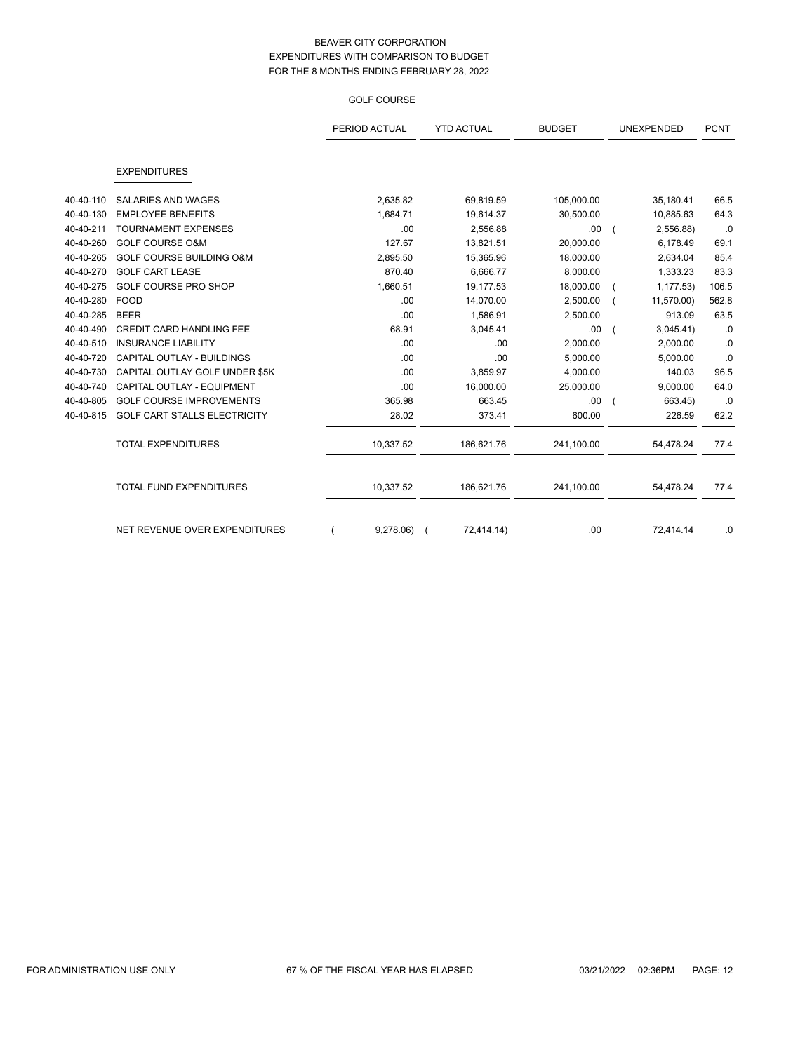# BEAVER CITY CORPORATION
## EXPENDITURES WITH COMPARISON TO BUDGET
### FOR THE 8 MONTHS ENDING FEBRUARY 28, 2022

#### GOLF COURSE

| | | PERIOD ACTUAL | YTD ACTUAL | BUDGET | UNEXPENDED | PCNT |
|---|---|---|---|---|---|---|
| | **EXPENDITURES** | | | | | |
| 40-40-110 | SALARIES AND WAGES | 2,635.82 | 69,819.59 | 105,000.00 | 35,180.41 | 66.5 |
| 40-40-130 | EMPLOYEE BENEFITS | 1,684.71 | 19,614.37 | 30,500.00 | 10,885.63 | 64.3 |
| 40-40-211 | TOURNAMENT EXPENSES | .00 | 2,556.88 | .00 | ( 2,556.88) | .0 |
| 40-40-260 | GOLF COURSE O&M | 127.67 | 13,821.51 | 20,000.00 | 6,178.49 | 69.1 |
| 40-40-265 | GOLF COURSE BUILDING O&M | 2,895.50 | 15,365.96 | 18,000.00 | 2,634.04 | 85.4 |
| 40-40-270 | GOLF CART LEASE | 870.40 | 6,666.77 | 8,000.00 | 1,333.23 | 83.3 |
| 40-40-275 | GOLF COURSE PRO SHOP | 1,660.51 | 19,177.53 | 18,000.00 | ( 1,177.53) | 106.5 |
| 40-40-280 | FOOD | .00 | 14,070.00 | 2,500.00 | ( 11,570.00) | 562.8 |
| 40-40-285 | BEER | .00 | 1,586.91 | 2,500.00 | 913.09 | 63.5 |
| 40-40-490 | CREDIT CARD HANDLING FEE | 68.91 | 3,045.41 | .00 | ( 3,045.41) | .0 |
| 40-40-510 | INSURANCE LIABILITY | .00 | .00 | 2,000.00 | 2,000.00 | .0 |
| 40-40-720 | CAPITAL OUTLAY - BUILDINGS | .00 | .00 | 5,000.00 | 5,000.00 | .0 |
| 40-40-730 | CAPITAL OUTLAY GOLF UNDER $5K | .00 | 3,859.97 | 4,000.00 | 140.03 | 96.5 |
| 40-40-740 | CAPITAL OUTLAY - EQUIPMENT | .00 | 16,000.00 | 25,000.00 | 9,000.00 | 64.0 |
| 40-40-805 | GOLF COURSE IMPROVEMENTS | 365.98 | 663.45 | .00 | ( 663.45) | .0 |
| 40-40-815 | GOLF CART STALLS ELECTRICITY | 28.02 | 373.41 | 600.00 | 226.59 | 62.2 |
| | TOTAL EXPENDITURES | 10,337.52 | 186,621.76 | 241,100.00 | 54,478.24 | 77.4 |
| | TOTAL FUND EXPENDITURES | 10,337.52 | 186,621.76 | 241,100.00 | 54,478.24 | 77.4 |
| | NET REVENUE OVER EXPENDITURES | ( 9,278.06) | ( 72,414.14) | .00 | 72,414.14 | .0 |

FOR ADMINISTRATION USE ONLY — 67 % OF THE FISCAL YEAR HAS ELAPSED — 03/21/2022 02:36PM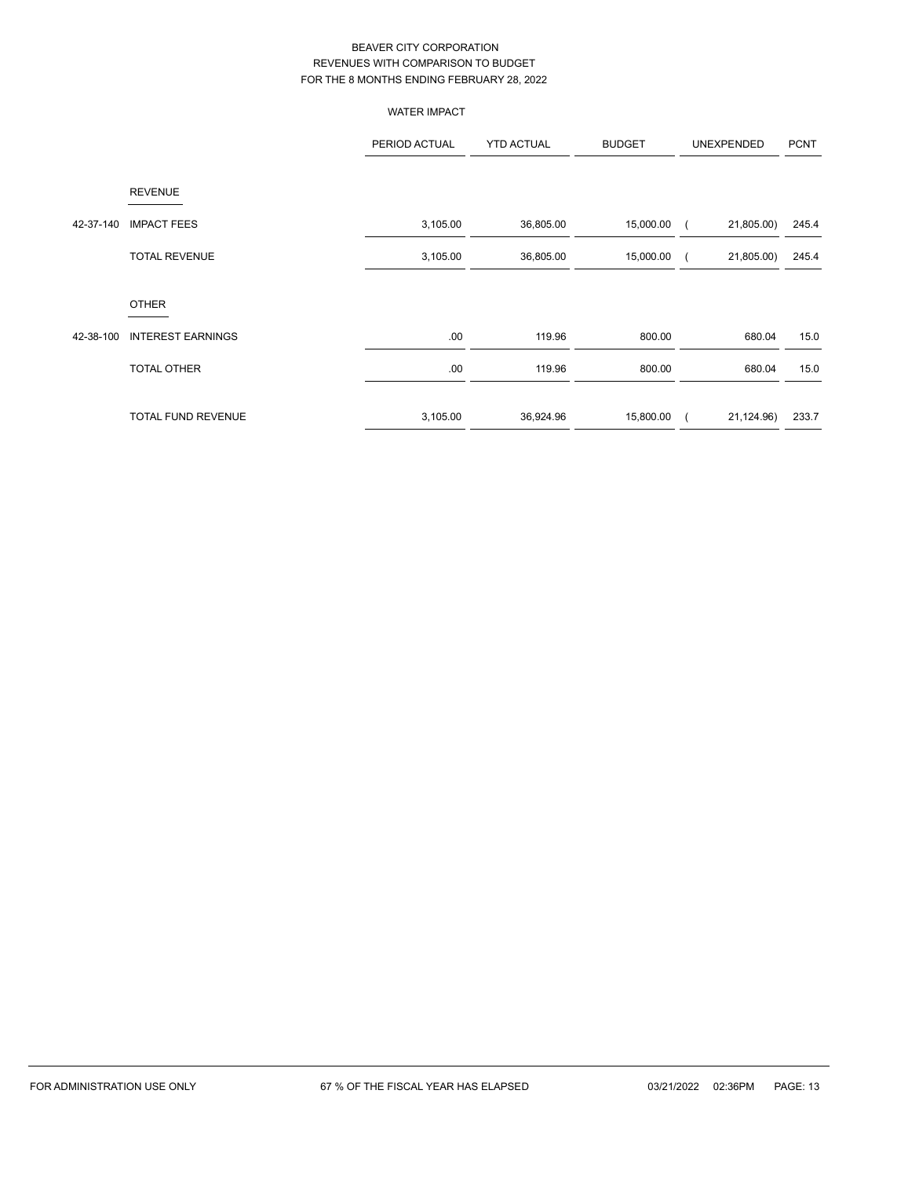# BEAVER CITY CORPORATION
## REVENUES WITH COMPARISON TO BUDGET
## FOR THE 8 MONTHS ENDING FEBRUARY 28, 2022

### WATER IMPACT

| | | PERIOD ACTUAL | YTD ACTUAL | BUDGET | UNEXPENDED | PCNT |
|---|---|---|---|---|---|---|
| | **REVENUE** | | | | | |
| 42-37-140 | IMPACT FEES | 3,105.00 | 36,805.00 | 15,000.00 | ( 21,805.00) | 245.4 |
| | TOTAL REVENUE | 3,105.00 | 36,805.00 | 15,000.00 | ( 21,805.00) | 245.4 |
| | **OTHER** | | | | | |
| 42-38-100 | INTEREST EARNINGS | .00 | 119.96 | 800.00 | 680.04 | 15.0 |
| | TOTAL OTHER | .00 | 119.96 | 800.00 | 680.04 | 15.0 |
| | TOTAL FUND REVENUE | 3,105.00 | 36,924.96 | 15,800.00 | ( 21,124.96) | 233.7 |

FOR ADMINISTRATION USE ONLY — 67 % OF THE FISCAL YEAR HAS ELAPSED — 03/21/2022 02:36PM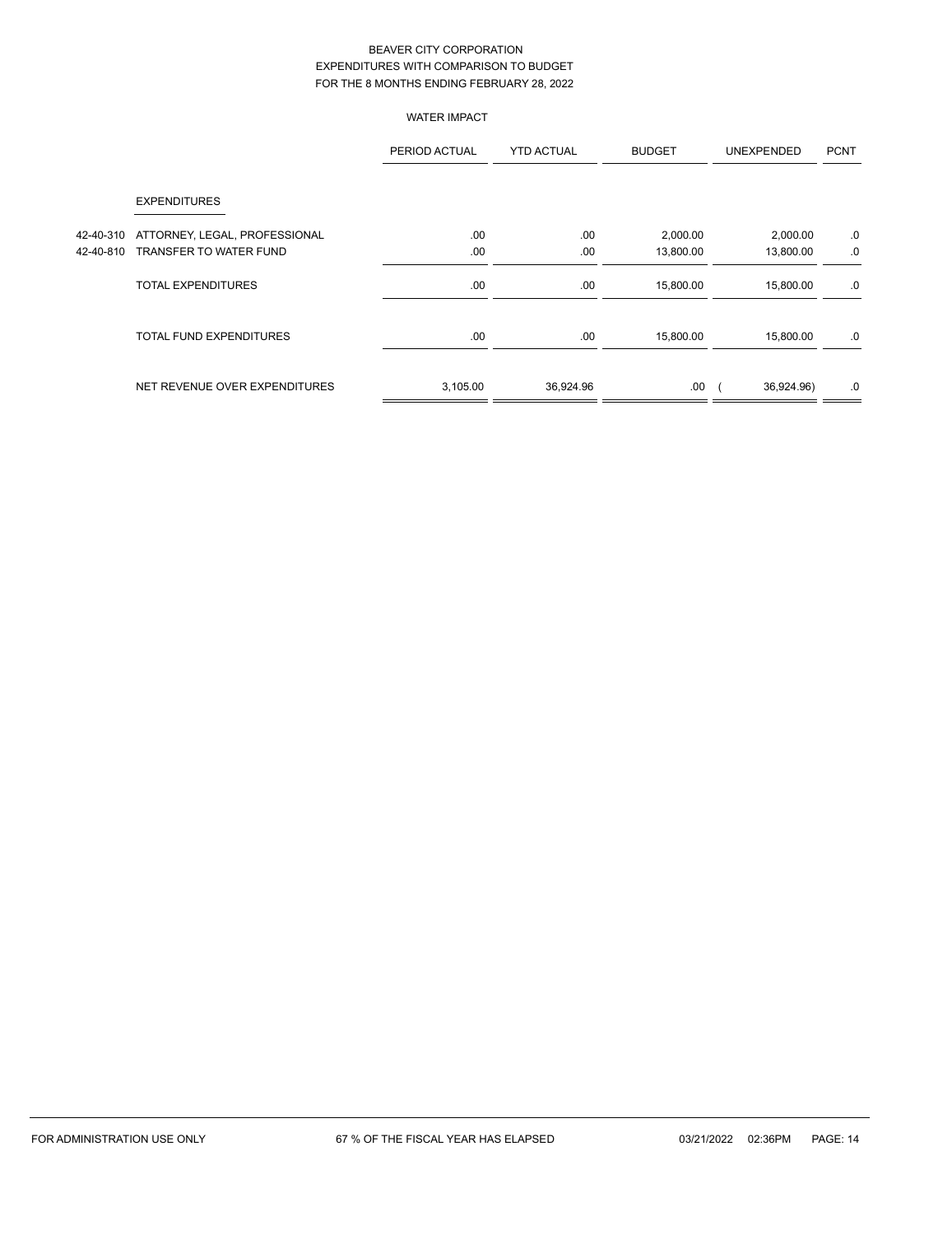BEAVER CITY CORPORATION
EXPENDITURES WITH COMPARISON TO BUDGET
FOR THE 8 MONTHS ENDING FEBRUARY 28, 2022

WATER IMPACT

| | | PERIOD ACTUAL | YTD ACTUAL | BUDGET | UNEXPENDED | PCNT |
|---|---|---|---|---|---|---|
| | EXPENDITURES | | | | | |
| 42-40-310 | ATTORNEY, LEGAL, PROFESSIONAL | .00 | .00 | 2,000.00 | 2,000.00 | .0 |
| 42-40-810 | TRANSFER TO WATER FUND | .00 | .00 | 13,800.00 | 13,800.00 | .0 |
| | TOTAL EXPENDITURES | .00 | .00 | 15,800.00 | 15,800.00 | .0 |
| | TOTAL FUND EXPENDITURES | .00 | .00 | 15,800.00 | 15,800.00 | .0 |
| | NET REVENUE OVER EXPENDITURES | 3,105.00 | 36,924.96 | .00 | ( 36,924.96) | .0 |

FOR ADMINISTRATION USE ONLY 67 % OF THE FISCAL YEAR HAS ELAPSED 03/21/2022 02:36PM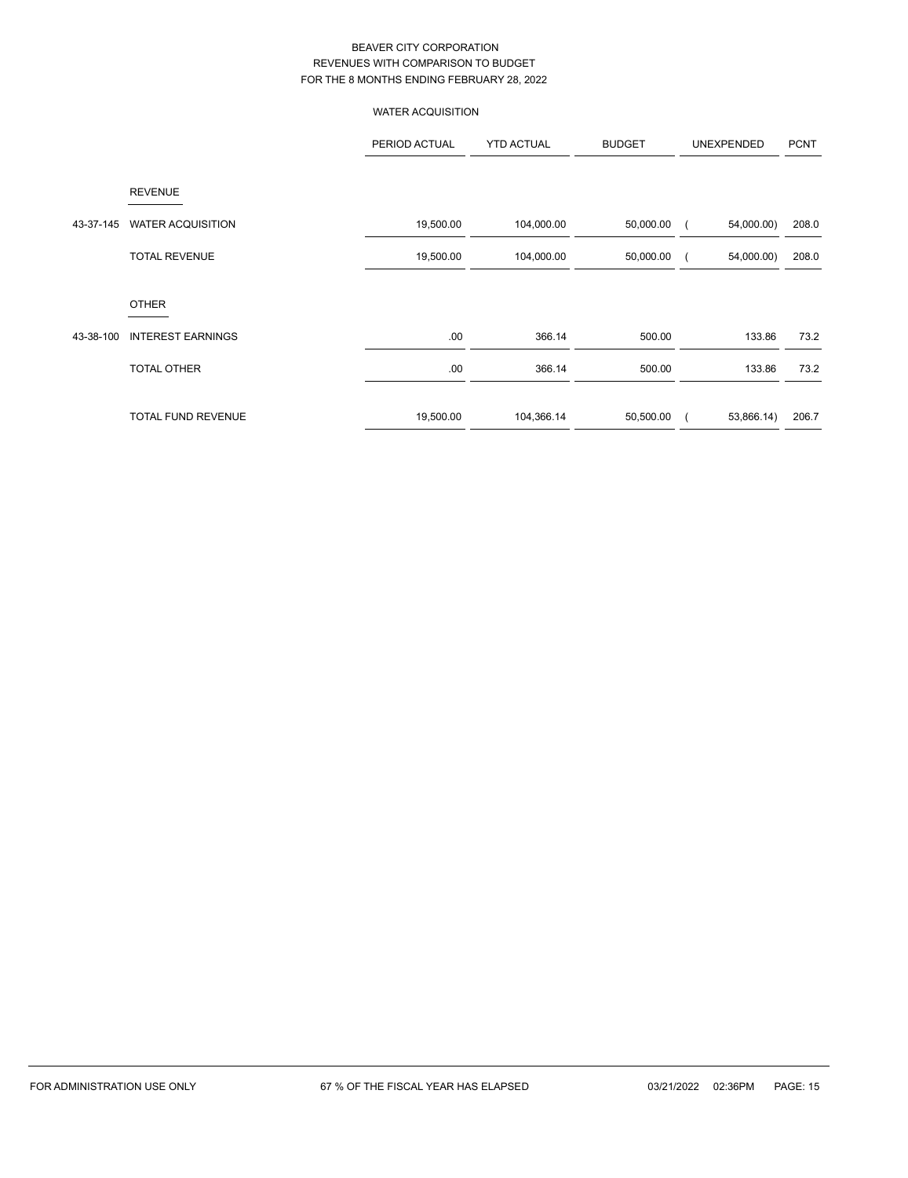# BEAVER CITY CORPORATION
## REVENUES WITH COMPARISON TO BUDGET
## FOR THE 8 MONTHS ENDING FEBRUARY 28, 2022

### WATER ACQUISITION

| | | PERIOD ACTUAL | YTD ACTUAL | BUDGET | UNEXPENDED | PCNT |
|---|---|---|---|---|---|---|
| | **REVENUE** | | | | | |
| 43-37-145 | WATER ACQUISITION | 19,500.00 | 104,000.00 | 50,000.00 | ( 54,000.00) | 208.0 |
| | TOTAL REVENUE | 19,500.00 | 104,000.00 | 50,000.00 | ( 54,000.00) | 208.0 |
| | **OTHER** | | | | | |
| 43-38-100 | INTEREST EARNINGS | .00 | 366.14 | 500.00 | 133.86 | 73.2 |
| | TOTAL OTHER | .00 | 366.14 | 500.00 | 133.86 | 73.2 |
| | TOTAL FUND REVENUE | 19,500.00 | 104,366.14 | 50,500.00 | ( 53,866.14) | 206.7 |

FOR ADMINISTRATION USE ONLY — 67 % OF THE FISCAL YEAR HAS ELAPSED — 03/21/2022 02:36PM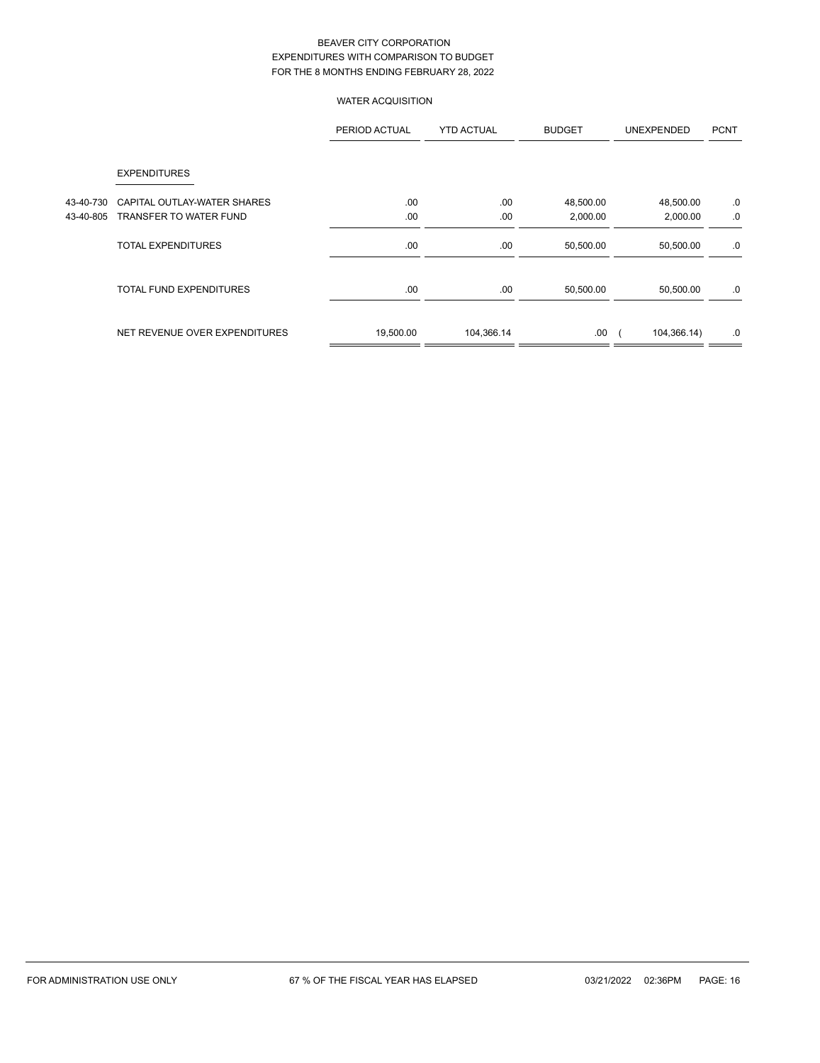# BEAVER CITY CORPORATION
## EXPENDITURES WITH COMPARISON TO BUDGET
## FOR THE 8 MONTHS ENDING FEBRUARY 28, 2022

### WATER ACQUISITION

| | | PERIOD ACTUAL | YTD ACTUAL | BUDGET | UNEXPENDED | PCNT |
|---|---|---|---|---|---|---|
| | EXPENDITURES | | | | | |
| 43-40-730 | CAPITAL OUTLAY-WATER SHARES | .00 | .00 | 48,500.00 | 48,500.00 | .0 |
| 43-40-805 | TRANSFER TO WATER FUND | .00 | .00 | 2,000.00 | 2,000.00 | .0 |
| | TOTAL EXPENDITURES | .00 | .00 | 50,500.00 | 50,500.00 | .0 |
| | TOTAL FUND EXPENDITURES | .00 | .00 | 50,500.00 | 50,500.00 | .0 |
| | NET REVENUE OVER EXPENDITURES | 19,500.00 | 104,366.14 | .00 | ( 104,366.14) | .0 |

FOR ADMINISTRATION USE ONLY 67 % OF THE FISCAL YEAR HAS ELAPSED 03/21/2022 02:36PM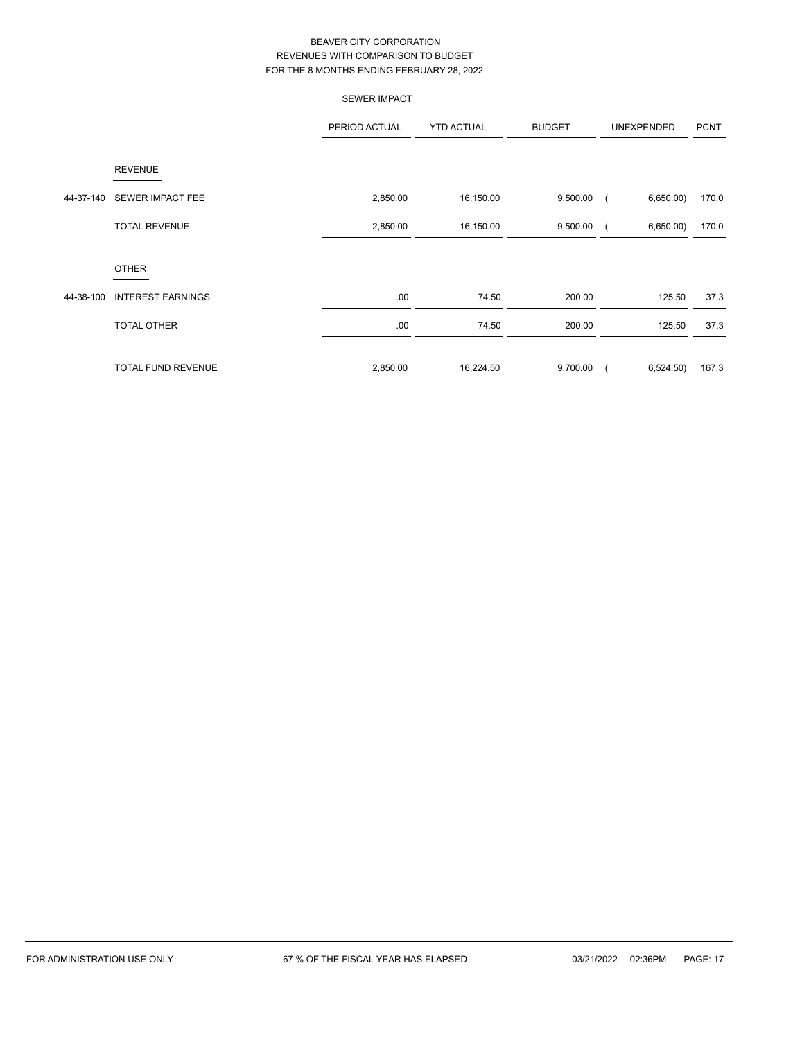BEAVER CITY CORPORATION
REVENUES WITH COMPARISON TO BUDGET
FOR THE 8 MONTHS ENDING FEBRUARY 28, 2022

SEWER IMPACT

| | | PERIOD ACTUAL | YTD ACTUAL | BUDGET | UNEXPENDED | PCNT |
|---|---|---|---|---|---|---|
| | REVENUE | | | | | |
| 44-37-140 | SEWER IMPACT FEE | 2,850.00 | 16,150.00 | 9,500.00 | ( 6,650.00) | 170.0 |
| | TOTAL REVENUE | 2,850.00 | 16,150.00 | 9,500.00 | ( 6,650.00) | 170.0 |
| | OTHER | | | | | |
| 44-38-100 | INTEREST EARNINGS | .00 | 74.50 | 200.00 | 125.50 | 37.3 |
| | TOTAL OTHER | .00 | 74.50 | 200.00 | 125.50 | 37.3 |
| | TOTAL FUND REVENUE | 2,850.00 | 16,224.50 | 9,700.00 | ( 6,524.50) | 167.3 |

FOR ADMINISTRATION USE ONLY    67 % OF THE FISCAL YEAR HAS ELAPSED    03/21/2022 02:36PM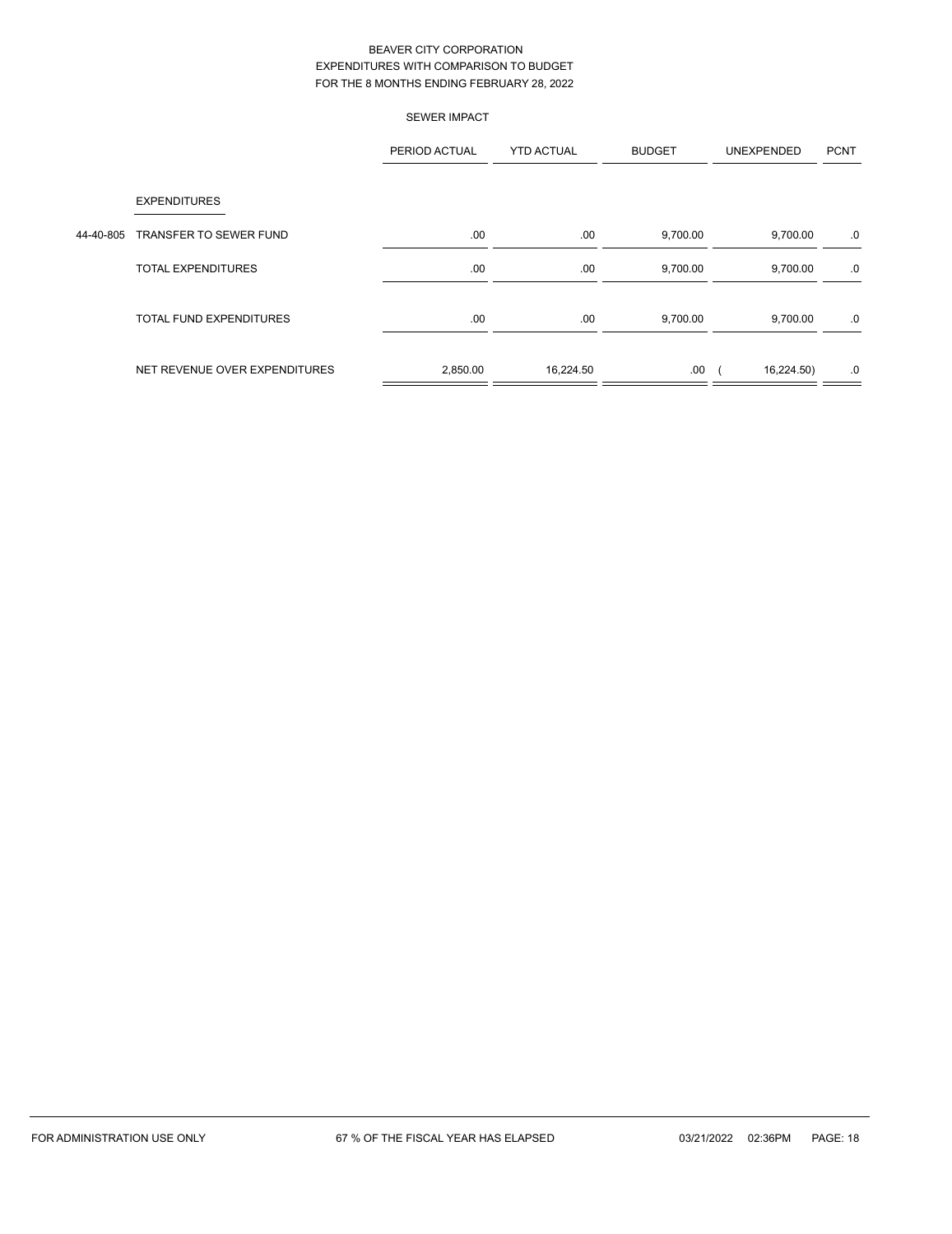BEAVER CITY CORPORATION
EXPENDITURES WITH COMPARISON TO BUDGET
FOR THE 8 MONTHS ENDING FEBRUARY 28, 2022

SEWER IMPACT

| | | PERIOD ACTUAL | YTD ACTUAL | BUDGET | UNEXPENDED | PCNT |
|---|---|---|---|---|---|---|
| | EXPENDITURES | | | | | |
| 44-40-805 | TRANSFER TO SEWER FUND | .00 | .00 | 9,700.00 | 9,700.00 | .0 |
| | TOTAL EXPENDITURES | .00 | .00 | 9,700.00 | 9,700.00 | .0 |
| | TOTAL FUND EXPENDITURES | .00 | .00 | 9,700.00 | 9,700.00 | .0 |
| | NET REVENUE OVER EXPENDITURES | 2,850.00 | 16,224.50 | .00 | ( 16,224.50) | .0 |

FOR ADMINISTRATION USE ONLY 67 % OF THE FISCAL YEAR HAS ELAPSED 03/21/2022 02:36PM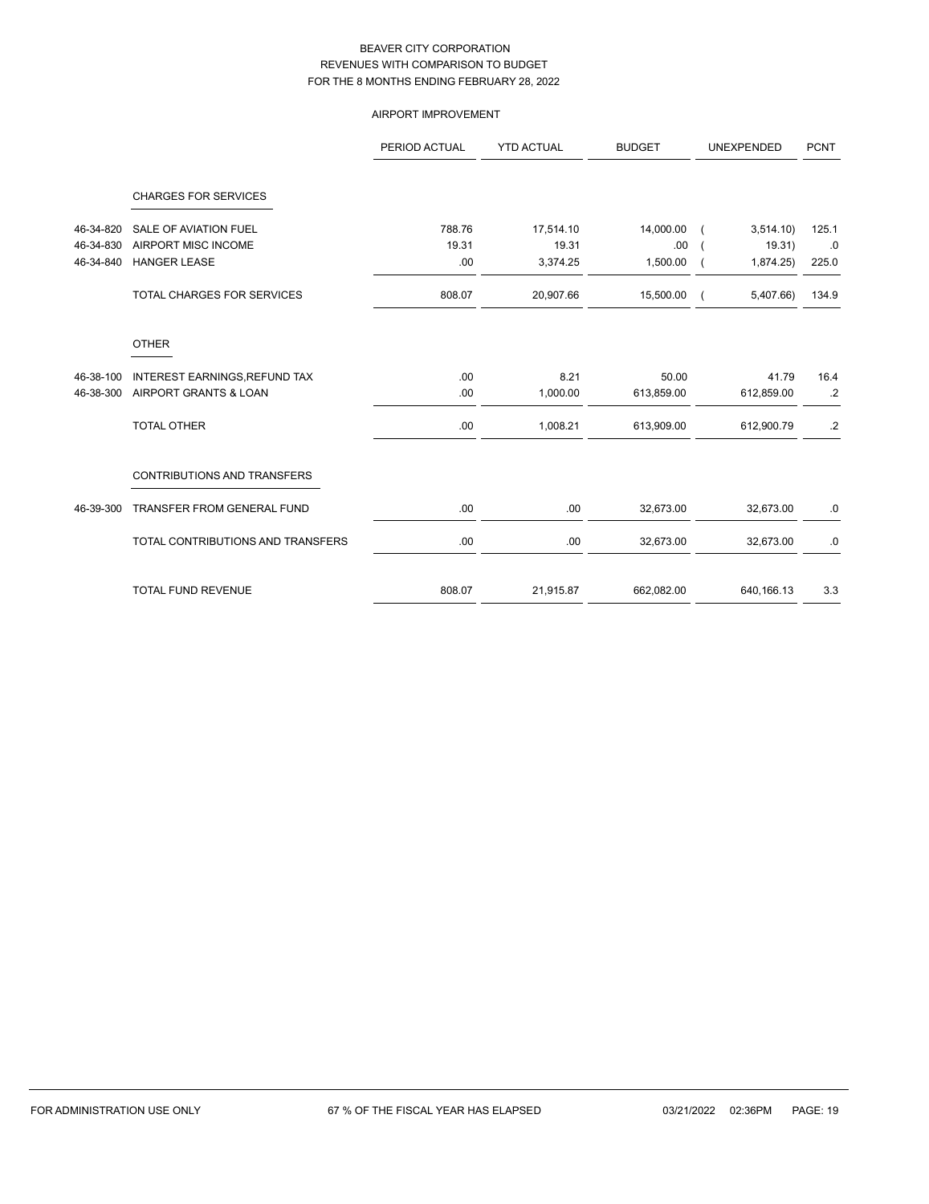# BEAVER CITY CORPORATION
## REVENUES WITH COMPARISON TO BUDGET
### FOR THE 8 MONTHS ENDING FEBRUARY 28, 2022

#### AIRPORT IMPROVEMENT

| | | PERIOD ACTUAL | YTD ACTUAL | BUDGET | UNEXPENDED | PCNT |
|---|---|---|---|---|---|---|
| | **CHARGES FOR SERVICES** | | | | | |
| 46-34-820 | SALE OF AVIATION FUEL | 788.76 | 17,514.10 | 14,000.00 | ( 3,514.10) | 125.1 |
| 46-34-830 | AIRPORT MISC INCOME | 19.31 | 19.31 | .00 | ( 19.31) | .0 |
| 46-34-840 | HANGER LEASE | .00 | 3,374.25 | 1,500.00 | ( 1,874.25) | 225.0 |
| | TOTAL CHARGES FOR SERVICES | 808.07 | 20,907.66 | 15,500.00 | ( 5,407.66) | 134.9 |
| | **OTHER** | | | | | |
| 46-38-100 | INTEREST EARNINGS,REFUND TAX | .00 | 8.21 | 50.00 | 41.79 | 16.4 |
| 46-38-300 | AIRPORT GRANTS & LOAN | .00 | 1,000.00 | 613,859.00 | 612,859.00 | .2 |
| | TOTAL OTHER | .00 | 1,008.21 | 613,909.00 | 612,900.79 | .2 |
| | **CONTRIBUTIONS AND TRANSFERS** | | | | | |
| 46-39-300 | TRANSFER FROM GENERAL FUND | .00 | .00 | 32,673.00 | 32,673.00 | .0 |
| | TOTAL CONTRIBUTIONS AND TRANSFERS | .00 | .00 | 32,673.00 | 32,673.00 | .0 |
| | TOTAL FUND REVENUE | 808.07 | 21,915.87 | 662,082.00 | 640,166.13 | 3.3 |

FOR ADMINISTRATION USE ONLY 67 % OF THE FISCAL YEAR HAS ELAPSED 03/21/2022 02:36PM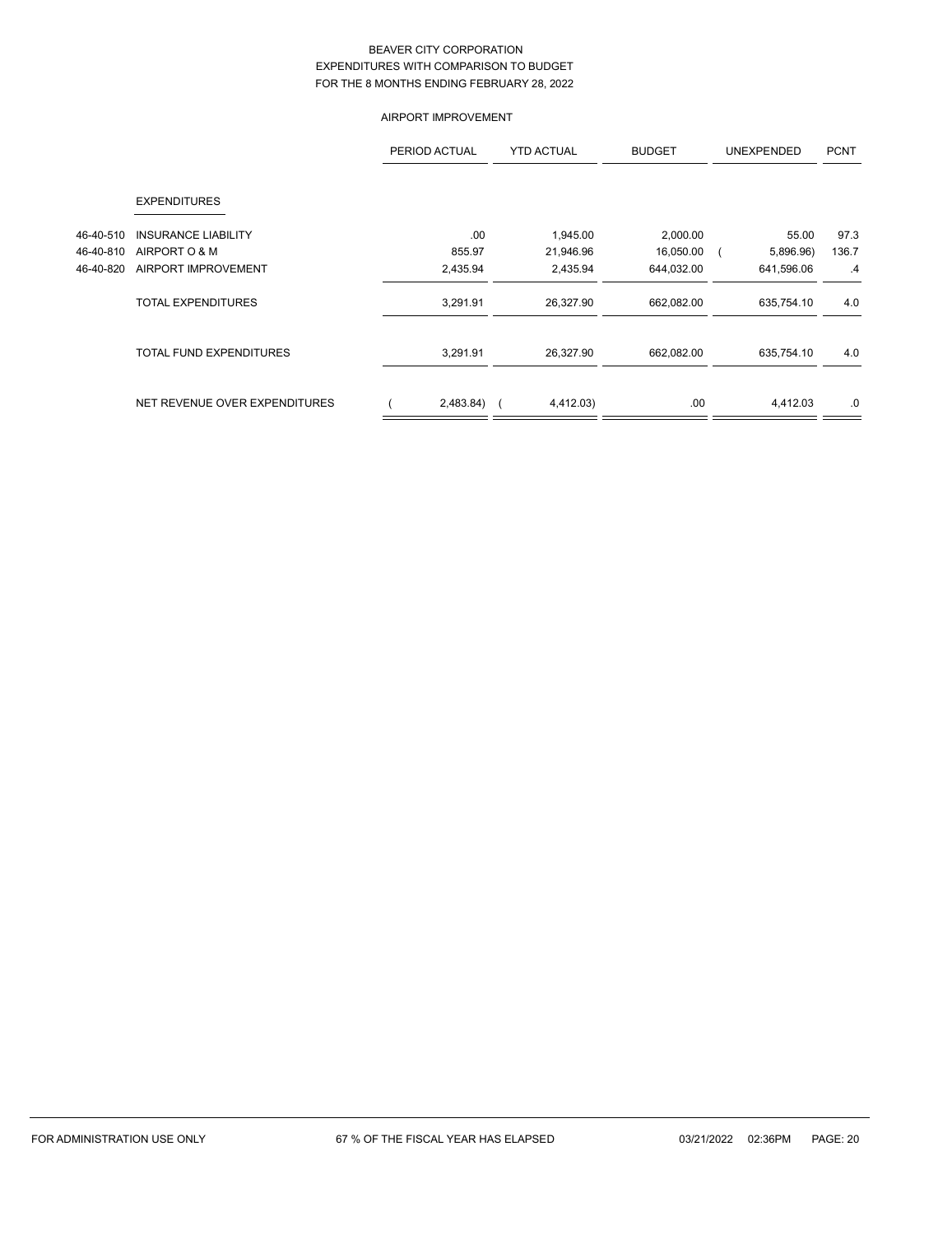# BEAVER CITY CORPORATION
## EXPENDITURES WITH COMPARISON TO BUDGET
### FOR THE 8 MONTHS ENDING FEBRUARY 28, 2022

#### AIRPORT IMPROVEMENT

| | | PERIOD ACTUAL | YTD ACTUAL | BUDGET | UNEXPENDED | PCNT |
|---|---|---|---|---|---|---|
| | **EXPENDITURES** | | | | | |
| 46-40-510 | INSURANCE LIABILITY | .00 | 1,945.00 | 2,000.00 | 55.00 | 97.3 |
| 46-40-810 | AIRPORT O & M | 855.97 | 21,946.96 | 16,050.00 | ( 5,896.96) | 136.7 |
| 46-40-820 | AIRPORT IMPROVEMENT | 2,435.94 | 2,435.94 | 644,032.00 | 641,596.06 | .4 |
| | TOTAL EXPENDITURES | 3,291.91 | 26,327.90 | 662,082.00 | 635,754.10 | 4.0 |
| | TOTAL FUND EXPENDITURES | 3,291.91 | 26,327.90 | 662,082.00 | 635,754.10 | 4.0 |
| | NET REVENUE OVER EXPENDITURES | ( 2,483.84) | ( 4,412.03) | .00 | 4,412.03 | .0 |

FOR ADMINISTRATION USE ONLY — 67 % OF THE FISCAL YEAR HAS ELAPSED — 03/21/2022 02:36PM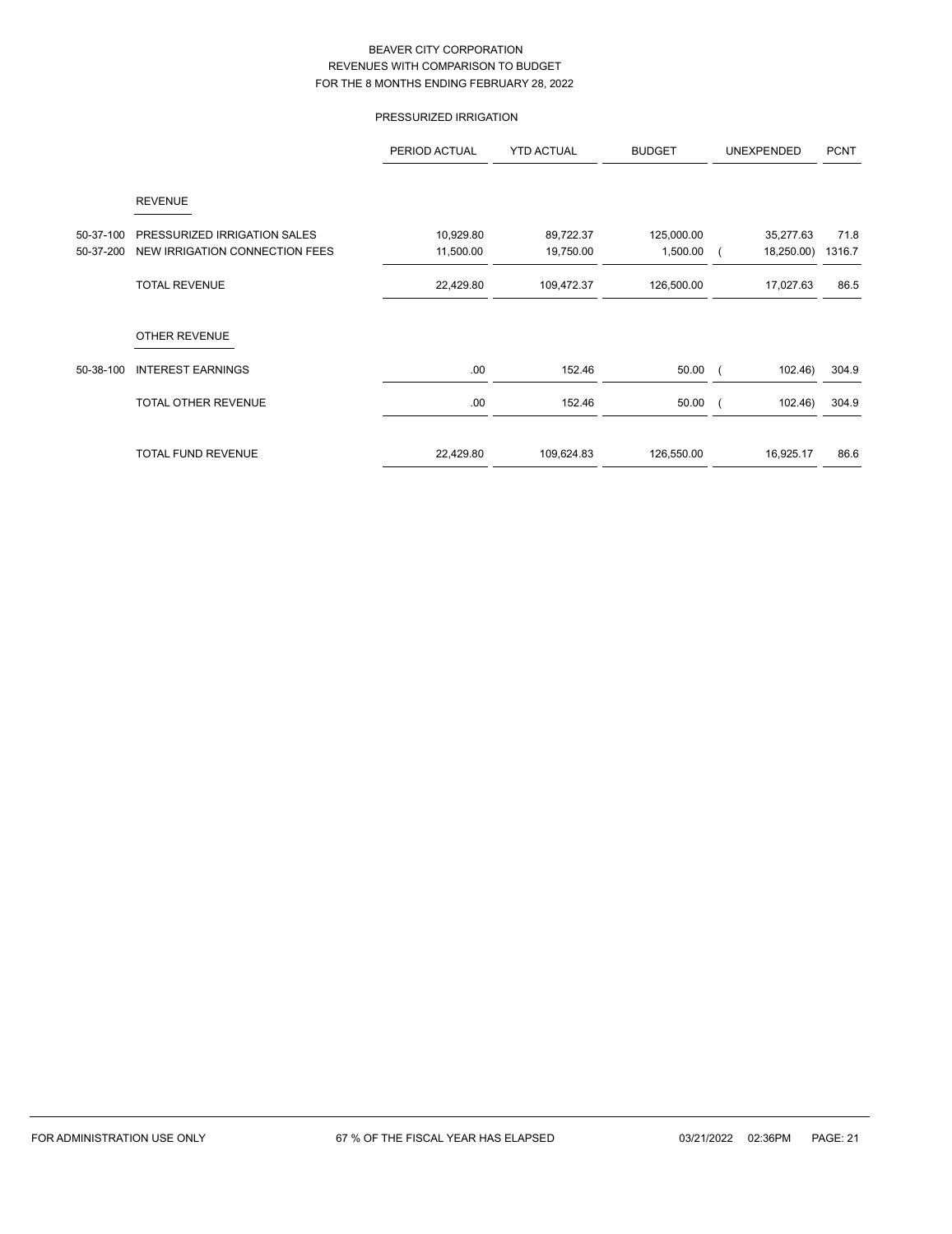# BEAVER CITY CORPORATION
## REVENUES WITH COMPARISON TO BUDGET
## FOR THE 8 MONTHS ENDING FEBRUARY 28, 2022

### PRESSURIZED IRRIGATION

| | | PERIOD ACTUAL | YTD ACTUAL | BUDGET | UNEXPENDED | PCNT |
|---|---|---|---|---|---|---|
| | **REVENUE** | | | | | |
| 50-37-100 | PRESSURIZED IRRIGATION SALES | 10,929.80 | 89,722.37 | 125,000.00 | 35,277.63 | 71.8 |
| 50-37-200 | NEW IRRIGATION CONNECTION FEES | 11,500.00 | 19,750.00 | 1,500.00 | ( 18,250.00) | 1316.7 |
| | TOTAL REVENUE | 22,429.80 | 109,472.37 | 126,500.00 | 17,027.63 | 86.5 |
| | **OTHER REVENUE** | | | | | |
| 50-38-100 | INTEREST EARNINGS | .00 | 152.46 | 50.00 | ( 102.46) | 304.9 |
| | TOTAL OTHER REVENUE | .00 | 152.46 | 50.00 | ( 102.46) | 304.9 |
| | TOTAL FUND REVENUE | 22,429.80 | 109,624.83 | 126,550.00 | 16,925.17 | 86.6 |

FOR ADMINISTRATION USE ONLY 67 % OF THE FISCAL YEAR HAS ELAPSED 03/21/2022 02:36PM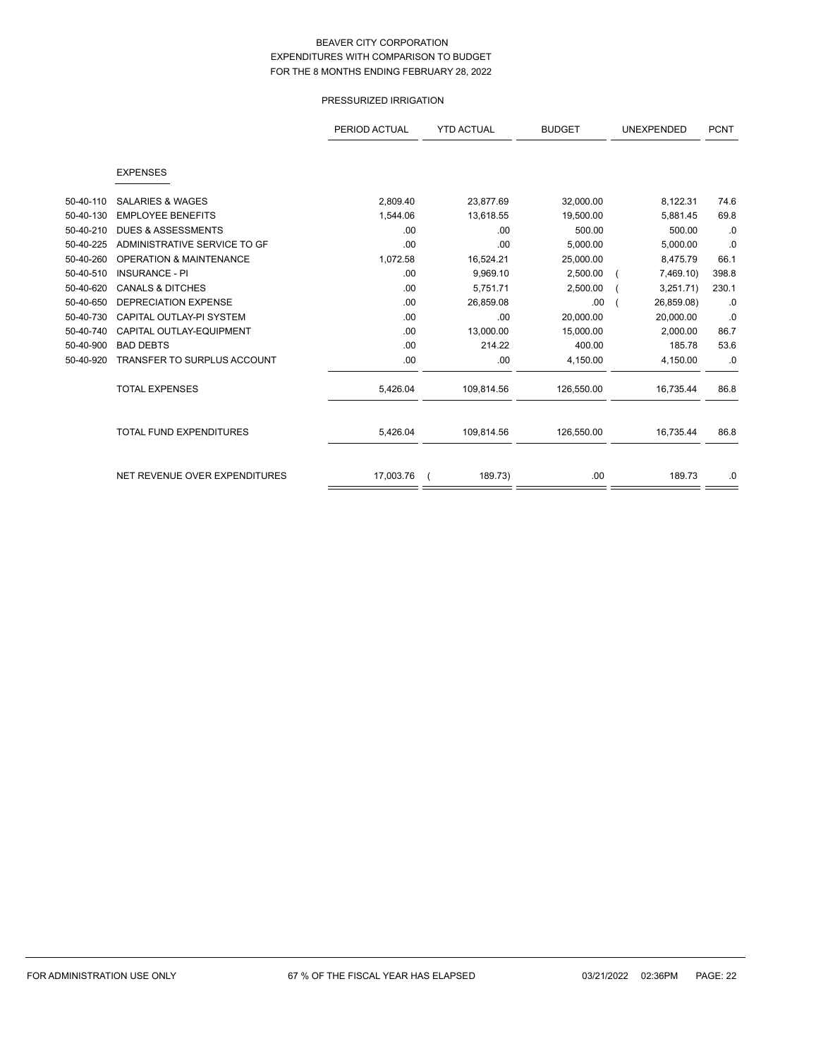BEAVER CITY CORPORATION
EXPENDITURES WITH COMPARISON TO BUDGET
FOR THE 8 MONTHS ENDING FEBRUARY 28, 2022

PRESSURIZED IRRIGATION

| | | PERIOD ACTUAL | YTD ACTUAL | BUDGET | UNEXPENDED | PCNT |
|---|---|---|---|---|---|---|
| | EXPENSES | | | | | |
| 50-40-110 | SALARIES & WAGES | 2,809.40 | 23,877.69 | 32,000.00 | 8,122.31 | 74.6 |
| 50-40-130 | EMPLOYEE BENEFITS | 1,544.06 | 13,618.55 | 19,500.00 | 5,881.45 | 69.8 |
| 50-40-210 | DUES & ASSESSMENTS | .00 | .00 | 500.00 | 500.00 | .0 |
| 50-40-225 | ADMINISTRATIVE SERVICE TO GF | .00 | .00 | 5,000.00 | 5,000.00 | .0 |
| 50-40-260 | OPERATION & MAINTENANCE | 1,072.58 | 16,524.21 | 25,000.00 | 8,475.79 | 66.1 |
| 50-40-510 | INSURANCE - PI | .00 | 9,969.10 | 2,500.00 | ( 7,469.10) | 398.8 |
| 50-40-620 | CANALS & DITCHES | .00 | 5,751.71 | 2,500.00 | ( 3,251.71) | 230.1 |
| 50-40-650 | DEPRECIATION EXPENSE | .00 | 26,859.08 | .00 | ( 26,859.08) | .0 |
| 50-40-730 | CAPITAL OUTLAY-PI SYSTEM | .00 | .00 | 20,000.00 | 20,000.00 | .0 |
| 50-40-740 | CAPITAL OUTLAY-EQUIPMENT | .00 | 13,000.00 | 15,000.00 | 2,000.00 | 86.7 |
| 50-40-900 | BAD DEBTS | .00 | 214.22 | 400.00 | 185.78 | 53.6 |
| 50-40-920 | TRANSFER TO SURPLUS ACCOUNT | .00 | .00 | 4,150.00 | 4,150.00 | .0 |
| | TOTAL EXPENSES | 5,426.04 | 109,814.56 | 126,550.00 | 16,735.44 | 86.8 |
| | TOTAL FUND EXPENDITURES | 5,426.04 | 109,814.56 | 126,550.00 | 16,735.44 | 86.8 |
| | NET REVENUE OVER EXPENDITURES | 17,003.76 | ( 189.73) | .00 | 189.73 | .0 |

FOR ADMINISTRATION USE ONLY 67 % OF THE FISCAL YEAR HAS ELAPSED 03/21/2022 02:36PM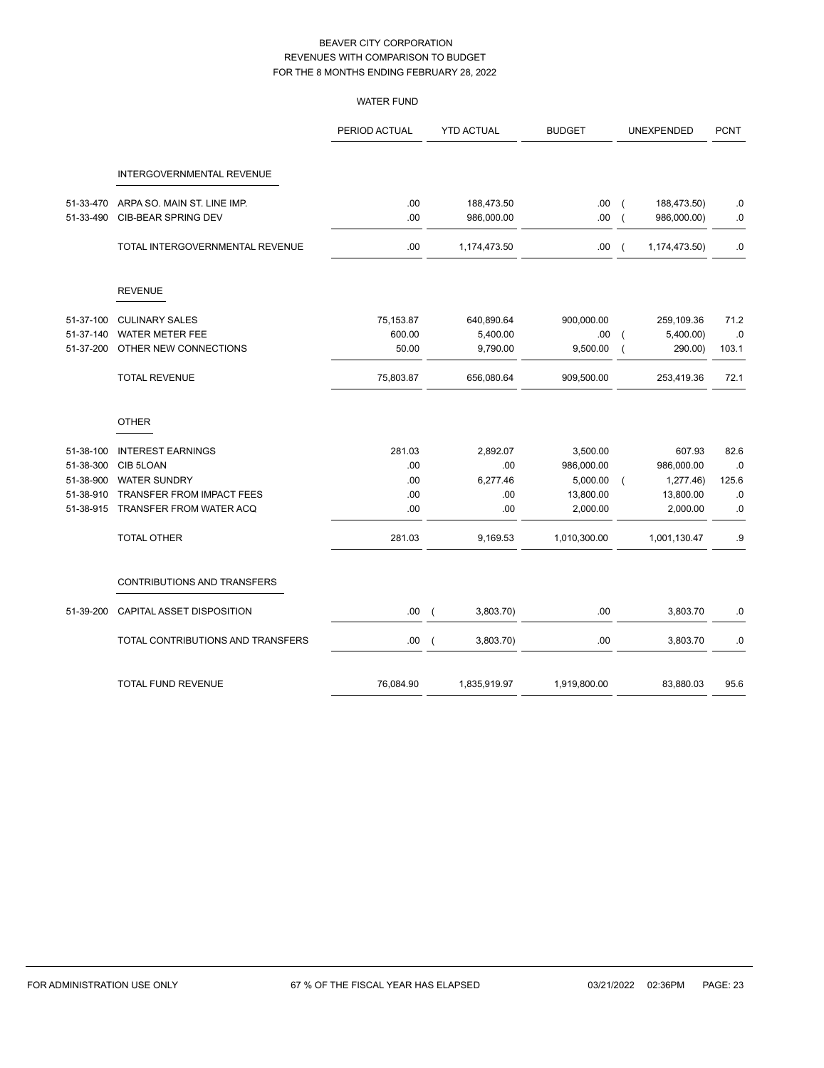BEAVER CITY CORPORATION
REVENUES WITH COMPARISON TO BUDGET
FOR THE 8 MONTHS ENDING FEBRUARY 28, 2022

WATER FUND

| | | PERIOD ACTUAL | YTD ACTUAL | BUDGET | UNEXPENDED | PCNT |
|---|---|---|---|---|---|---|
| | **INTERGOVERNMENTAL REVENUE** | | | | | |
| 51-33-470 | ARPA SO. MAIN ST. LINE IMP. | .00 | 188,473.50 | .00 | ( 188,473.50) | .0 |
| 51-33-490 | CIB-BEAR SPRING DEV | .00 | 986,000.00 | .00 | ( 986,000.00) | .0 |
| | TOTAL INTERGOVERNMENTAL REVENUE | .00 | 1,174,473.50 | .00 | ( 1,174,473.50) | .0 |
| | **REVENUE** | | | | | |
| 51-37-100 | CULINARY SALES | 75,153.87 | 640,890.64 | 900,000.00 | 259,109.36 | 71.2 |
| 51-37-140 | WATER METER FEE | 600.00 | 5,400.00 | .00 | ( 5,400.00) | .0 |
| 51-37-200 | OTHER NEW CONNECTIONS | 50.00 | 9,790.00 | 9,500.00 | ( 290.00) | 103.1 |
| | TOTAL REVENUE | 75,803.87 | 656,080.64 | 909,500.00 | 253,419.36 | 72.1 |
| | **OTHER** | | | | | |
| 51-38-100 | INTEREST EARNINGS | 281.03 | 2,892.07 | 3,500.00 | 607.93 | 82.6 |
| 51-38-300 | CIB 5LOAN | .00 | .00 | 986,000.00 | 986,000.00 | .0 |
| 51-38-900 | WATER SUNDRY | .00 | 6,277.46 | 5,000.00 | ( 1,277.46) | 125.6 |
| 51-38-910 | TRANSFER FROM IMPACT FEES | .00 | .00 | 13,800.00 | 13,800.00 | .0 |
| 51-38-915 | TRANSFER FROM WATER ACQ | .00 | .00 | 2,000.00 | 2,000.00 | .0 |
| | TOTAL OTHER | 281.03 | 9,169.53 | 1,010,300.00 | 1,001,130.47 | .9 |
| | **CONTRIBUTIONS AND TRANSFERS** | | | | | |
| 51-39-200 | CAPITAL ASSET DISPOSITION | .00 | ( 3,803.70) | .00 | 3,803.70 | .0 |
| | TOTAL CONTRIBUTIONS AND TRANSFERS | .00 | ( 3,803.70) | .00 | 3,803.70 | .0 |
| | TOTAL FUND REVENUE | 76,084.90 | 1,835,919.97 | 1,919,800.00 | 83,880.03 | 95.6 |

FOR ADMINISTRATION USE ONLY 67 % OF THE FISCAL YEAR HAS ELAPSED 03/21/2022 02:36PM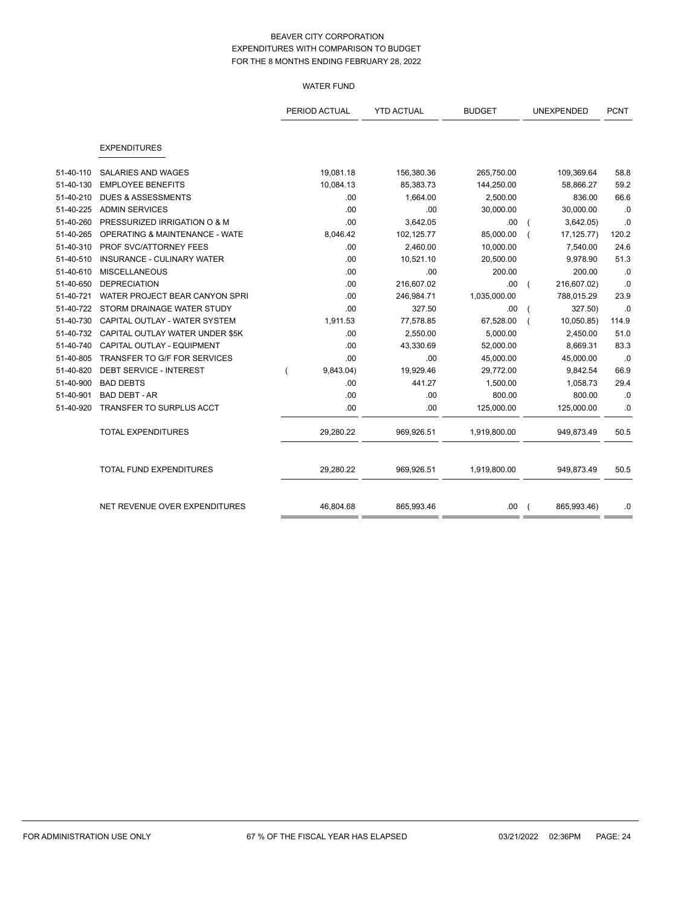BEAVER CITY CORPORATION
EXPENDITURES WITH COMPARISON TO BUDGET
FOR THE 8 MONTHS ENDING FEBRUARY 28, 2022

WATER FUND

| | | PERIOD ACTUAL | YTD ACTUAL | BUDGET | UNEXPENDED | PCNT |
|---|---|---|---|---|---|---|
| | **EXPENDITURES** | | | | | |
| 51-40-110 | SALARIES AND WAGES | 19,081.18 | 156,380.36 | 265,750.00 | 109,369.64 | 58.8 |
| 51-40-130 | EMPLOYEE BENEFITS | 10,084.13 | 85,383.73 | 144,250.00 | 58,866.27 | 59.2 |
| 51-40-210 | DUES & ASSESSMENTS | .00 | 1,664.00 | 2,500.00 | 836.00 | 66.6 |
| 51-40-225 | ADMIN SERVICES | .00 | .00 | 30,000.00 | 30,000.00 | .0 |
| 51-40-260 | PRESSURIZED IRRIGATION O & M | .00 | 3,642.05 | .00 | ( 3,642.05) | .0 |
| 51-40-265 | OPERATING & MAINTENANCE - WATE | 8,046.42 | 102,125.77 | 85,000.00 | ( 17,125.77) | 120.2 |
| 51-40-310 | PROF SVC/ATTORNEY FEES | .00 | 2,460.00 | 10,000.00 | 7,540.00 | 24.6 |
| 51-40-510 | INSURANCE - CULINARY WATER | .00 | 10,521.10 | 20,500.00 | 9,978.90 | 51.3 |
| 51-40-610 | MISCELLANEOUS | .00 | .00 | 200.00 | 200.00 | .0 |
| 51-40-650 | DEPRECIATION | .00 | 216,607.02 | .00 | ( 216,607.02) | .0 |
| 51-40-721 | WATER PROJECT BEAR CANYON SPRI | .00 | 246,984.71 | 1,035,000.00 | 788,015.29 | 23.9 |
| 51-40-722 | STORM DRAINAGE WATER STUDY | .00 | 327.50 | .00 | ( 327.50) | .0 |
| 51-40-730 | CAPITAL OUTLAY - WATER SYSTEM | 1,911.53 | 77,578.85 | 67,528.00 | ( 10,050.85) | 114.9 |
| 51-40-732 | CAPITAL OUTLAY WATER UNDER $5K | .00 | 2,550.00 | 5,000.00 | 2,450.00 | 51.0 |
| 51-40-740 | CAPITAL OUTLAY - EQUIPMENT | .00 | 43,330.69 | 52,000.00 | 8,669.31 | 83.3 |
| 51-40-805 | TRANSFER TO G/F FOR SERVICES | .00 | .00 | 45,000.00 | 45,000.00 | .0 |
| 51-40-820 | DEBT SERVICE - INTEREST | ( 9,843.04) | 19,929.46 | 29,772.00 | 9,842.54 | 66.9 |
| 51-40-900 | BAD DEBTS | .00 | 441.27 | 1,500.00 | 1,058.73 | 29.4 |
| 51-40-901 | BAD DEBT - AR | .00 | .00 | 800.00 | 800.00 | .0 |
| 51-40-920 | TRANSFER TO SURPLUS ACCT | .00 | .00 | 125,000.00 | 125,000.00 | .0 |
| | TOTAL EXPENDITURES | 29,280.22 | 969,926.51 | 1,919,800.00 | 949,873.49 | 50.5 |
| | TOTAL FUND EXPENDITURES | 29,280.22 | 969,926.51 | 1,919,800.00 | 949,873.49 | 50.5 |
| | NET REVENUE OVER EXPENDITURES | 46,804.68 | 865,993.46 | .00 | ( 865,993.46) | .0 |

FOR ADMINISTRATION USE ONLY — 67 % OF THE FISCAL YEAR HAS ELAPSED — 03/21/2022 02:36PM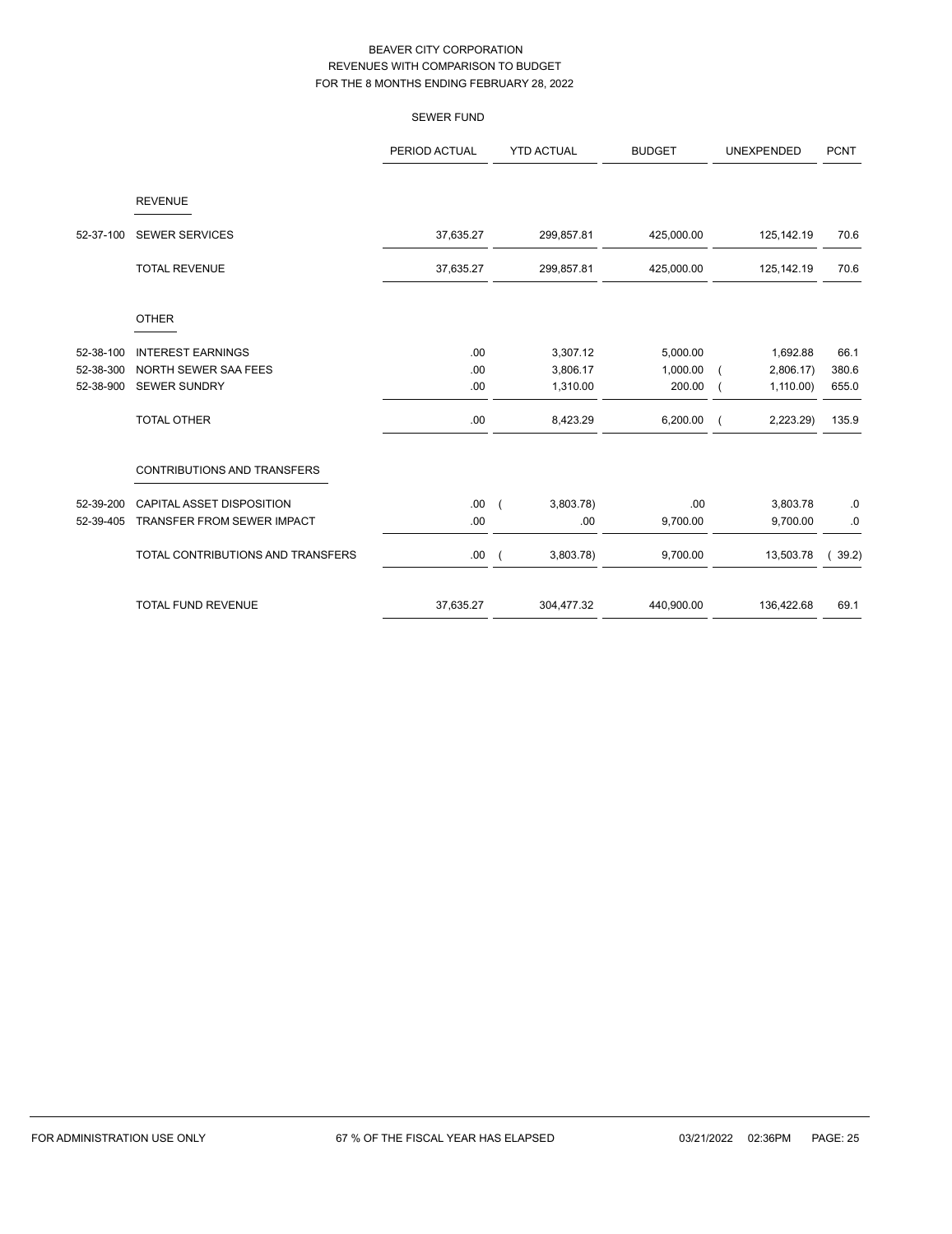# BEAVER CITY CORPORATION
## REVENUES WITH COMPARISON TO BUDGET
## FOR THE 8 MONTHS ENDING FEBRUARY 28, 2022

### SEWER FUND

| | | PERIOD ACTUAL | YTD ACTUAL | BUDGET | UNEXPENDED | PCNT |
|---|---|---|---|---|---|---|
| | **REVENUE** | | | | | |
| 52-37-100 | SEWER SERVICES | 37,635.27 | 299,857.81 | 425,000.00 | 125,142.19 | 70.6 |
| | TOTAL REVENUE | 37,635.27 | 299,857.81 | 425,000.00 | 125,142.19 | 70.6 |
| | **OTHER** | | | | | |
| 52-38-100 | INTEREST EARNINGS | .00 | 3,307.12 | 5,000.00 | 1,692.88 | 66.1 |
| 52-38-300 | NORTH SEWER SAA FEES | .00 | 3,806.17 | 1,000.00 | ( 2,806.17) | 380.6 |
| 52-38-900 | SEWER SUNDRY | .00 | 1,310.00 | 200.00 | ( 1,110.00) | 655.0 |
| | TOTAL OTHER | .00 | 8,423.29 | 6,200.00 | ( 2,223.29) | 135.9 |
| | **CONTRIBUTIONS AND TRANSFERS** | | | | | |
| 52-39-200 | CAPITAL ASSET DISPOSITION | .00 | ( 3,803.78) | .00 | 3,803.78 | .0 |
| 52-39-405 | TRANSFER FROM SEWER IMPACT | .00 | .00 | 9,700.00 | 9,700.00 | .0 |
| | TOTAL CONTRIBUTIONS AND TRANSFERS | .00 | ( 3,803.78) | 9,700.00 | 13,503.78 | ( 39.2) |
| | TOTAL FUND REVENUE | 37,635.27 | 304,477.32 | 440,900.00 | 136,422.68 | 69.1 |

FOR ADMINISTRATION USE ONLY — 67 % OF THE FISCAL YEAR HAS ELAPSED — 03/21/2022 02:36PM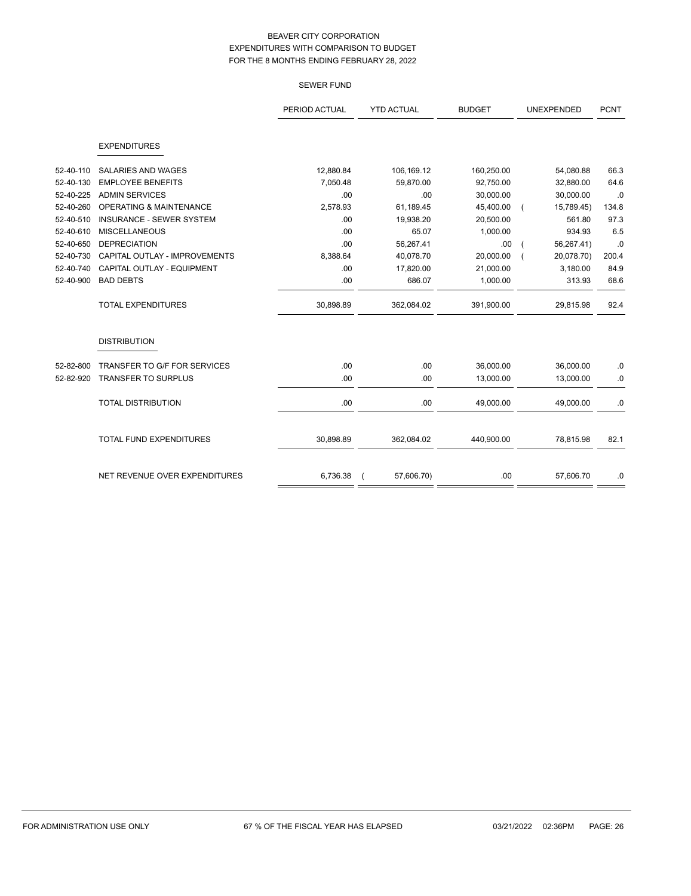# BEAVER CITY CORPORATION
## EXPENDITURES WITH COMPARISON TO BUDGET
### FOR THE 8 MONTHS ENDING FEBRUARY 28, 2022

SEWER FUND

| | | PERIOD ACTUAL | YTD ACTUAL | BUDGET | UNEXPENDED | PCNT |
|---|---|---|---|---|---|---|
| | **EXPENDITURES** | | | | | |
| 52-40-110 | SALARIES AND WAGES | 12,880.84 | 106,169.12 | 160,250.00 | 54,080.88 | 66.3 |
| 52-40-130 | EMPLOYEE BENEFITS | 7,050.48 | 59,870.00 | 92,750.00 | 32,880.00 | 64.6 |
| 52-40-225 | ADMIN SERVICES | .00 | .00 | 30,000.00 | 30,000.00 | .0 |
| 52-40-260 | OPERATING & MAINTENANCE | 2,578.93 | 61,189.45 | 45,400.00 | ( 15,789.45) | 134.8 |
| 52-40-510 | INSURANCE - SEWER SYSTEM | .00 | 19,938.20 | 20,500.00 | 561.80 | 97.3 |
| 52-40-610 | MISCELLANEOUS | .00 | 65.07 | 1,000.00 | 934.93 | 6.5 |
| 52-40-650 | DEPRECIATION | .00 | 56,267.41 | .00 | ( 56,267.41) | .0 |
| 52-40-730 | CAPITAL OUTLAY - IMPROVEMENTS | 8,388.64 | 40,078.70 | 20,000.00 | ( 20,078.70) | 200.4 |
| 52-40-740 | CAPITAL OUTLAY - EQUIPMENT | .00 | 17,820.00 | 21,000.00 | 3,180.00 | 84.9 |
| 52-40-900 | BAD DEBTS | .00 | 686.07 | 1,000.00 | 313.93 | 68.6 |
| | TOTAL EXPENDITURES | 30,898.89 | 362,084.02 | 391,900.00 | 29,815.98 | 92.4 |
| | **DISTRIBUTION** | | | | | |
| 52-82-800 | TRANSFER TO G/F FOR SERVICES | .00 | .00 | 36,000.00 | 36,000.00 | .0 |
| 52-82-920 | TRANSFER TO SURPLUS | .00 | .00 | 13,000.00 | 13,000.00 | .0 |
| | TOTAL DISTRIBUTION | .00 | .00 | 49,000.00 | 49,000.00 | .0 |
| | TOTAL FUND EXPENDITURES | 30,898.89 | 362,084.02 | 440,900.00 | 78,815.98 | 82.1 |
| | NET REVENUE OVER EXPENDITURES | 6,736.38 | ( 57,606.70) | .00 | 57,606.70 | .0 |

FOR ADMINISTRATION USE ONLY 67 % OF THE FISCAL YEAR HAS ELAPSED 03/21/2022 02:36PM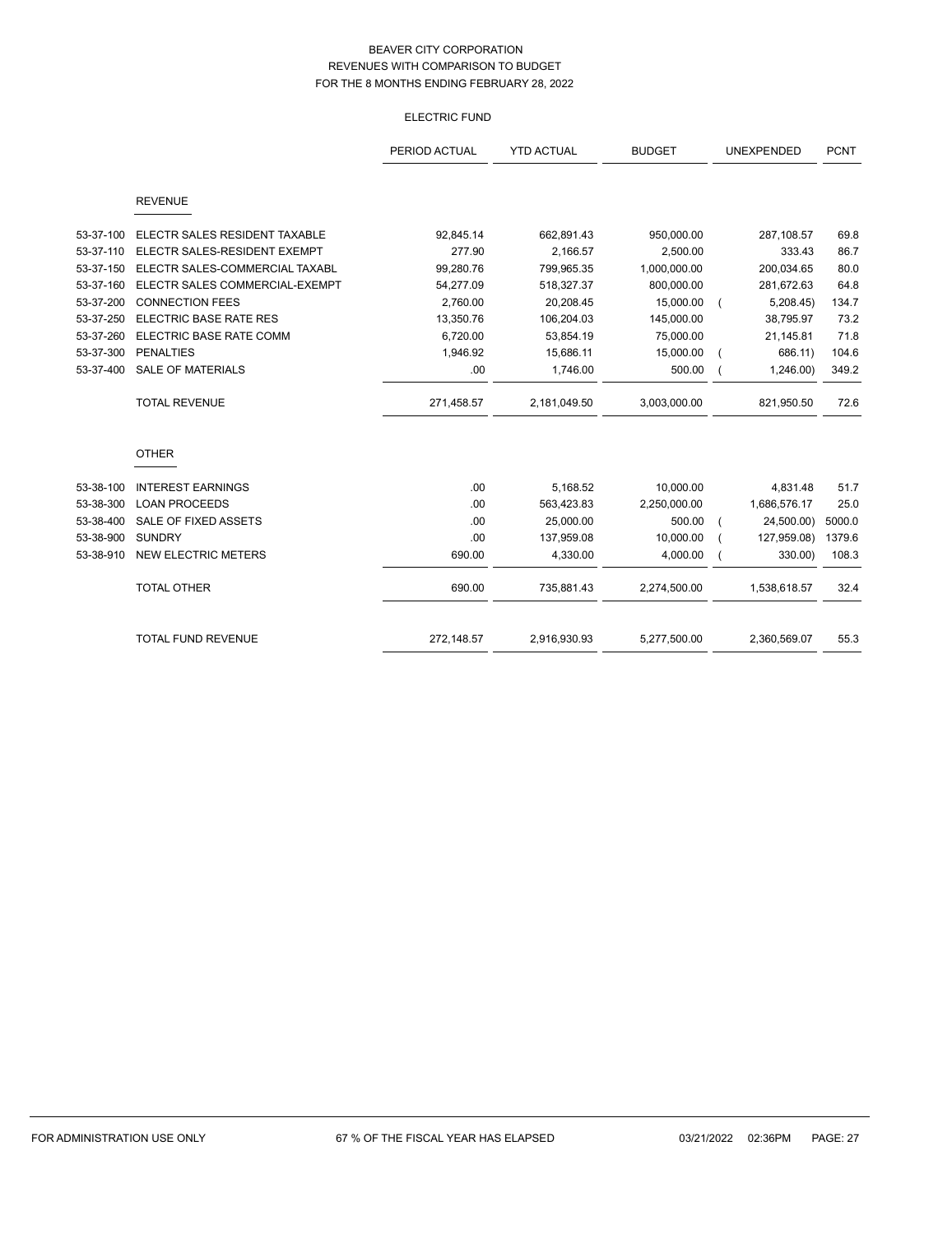# BEAVER CITY CORPORATION
## REVENUES WITH COMPARISON TO BUDGET
## FOR THE 8 MONTHS ENDING FEBRUARY 28, 2022

### ELECTRIC FUND

| | | PERIOD ACTUAL | YTD ACTUAL | BUDGET | UNEXPENDED | PCNT |
|---|---|---|---|---|---|---|
| | **REVENUE** | | | | | |
| 53-37-100 | ELECTR SALES RESIDENT TAXABLE | 92,845.14 | 662,891.43 | 950,000.00 | 287,108.57 | 69.8 |
| 53-37-110 | ELECTR SALES-RESIDENT EXEMPT | 277.90 | 2,166.57 | 2,500.00 | 333.43 | 86.7 |
| 53-37-150 | ELECTR SALES-COMMERCIAL TAXABL | 99,280.76 | 799,965.35 | 1,000,000.00 | 200,034.65 | 80.0 |
| 53-37-160 | ELECTR SALES COMMERCIAL-EXEMPT | 54,277.09 | 518,327.37 | 800,000.00 | 281,672.63 | 64.8 |
| 53-37-200 | CONNECTION FEES | 2,760.00 | 20,208.45 | 15,000.00 | ( 5,208.45) | 134.7 |
| 53-37-250 | ELECTRIC BASE RATE RES | 13,350.76 | 106,204.03 | 145,000.00 | 38,795.97 | 73.2 |
| 53-37-260 | ELECTRIC BASE RATE COMM | 6,720.00 | 53,854.19 | 75,000.00 | 21,145.81 | 71.8 |
| 53-37-300 | PENALTIES | 1,946.92 | 15,686.11 | 15,000.00 | ( 686.11) | 104.6 |
| 53-37-400 | SALE OF MATERIALS | .00 | 1,746.00 | 500.00 | ( 1,246.00) | 349.2 |
| | TOTAL REVENUE | 271,458.57 | 2,181,049.50 | 3,003,000.00 | 821,950.50 | 72.6 |
| | **OTHER** | | | | | |
| 53-38-100 | INTEREST EARNINGS | .00 | 5,168.52 | 10,000.00 | 4,831.48 | 51.7 |
| 53-38-300 | LOAN PROCEEDS | .00 | 563,423.83 | 2,250,000.00 | 1,686,576.17 | 25.0 |
| 53-38-400 | SALE OF FIXED ASSETS | .00 | 25,000.00 | 500.00 | ( 24,500.00) | 5000.0 |
| 53-38-900 | SUNDRY | .00 | 137,959.08 | 10,000.00 | ( 127,959.08) | 1379.6 |
| 53-38-910 | NEW ELECTRIC METERS | 690.00 | 4,330.00 | 4,000.00 | ( 330.00) | 108.3 |
| | TOTAL OTHER | 690.00 | 735,881.43 | 2,274,500.00 | 1,538,618.57 | 32.4 |
| | TOTAL FUND REVENUE | 272,148.57 | 2,916,930.93 | 5,277,500.00 | 2,360,569.07 | 55.3 |

FOR ADMINISTRATION USE ONLY 67 % OF THE FISCAL YEAR HAS ELAPSED 03/21/2022 02:36PM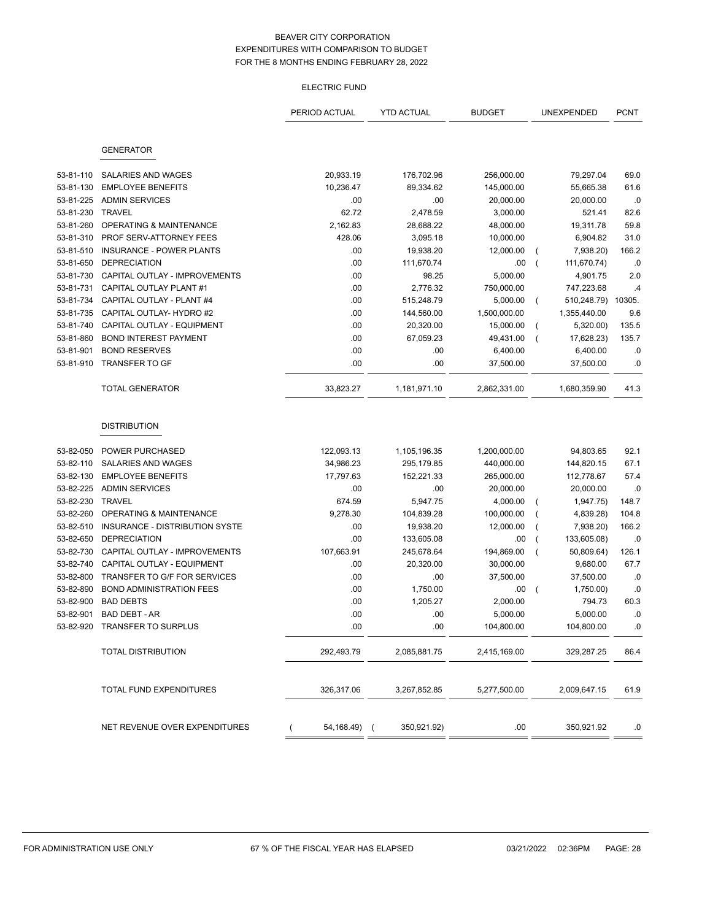# BEAVER CITY CORPORATION
## EXPENDITURES WITH COMPARISON TO BUDGET
## FOR THE 8 MONTHS ENDING FEBRUARY 28, 2022

### ELECTRIC FUND

| | | PERIOD ACTUAL | YTD ACTUAL | BUDGET | UNEXPENDED | PCNT |
|---|---|---|---|---|---|---|
| | **GENERATOR** | | | | | |
| 53-81-110 | SALARIES AND WAGES | 20,933.19 | 176,702.96 | 256,000.00 | 79,297.04 | 69.0 |
| 53-81-130 | EMPLOYEE BENEFITS | 10,236.47 | 89,334.62 | 145,000.00 | 55,665.38 | 61.6 |
| 53-81-225 | ADMIN SERVICES | .00 | .00 | 20,000.00 | 20,000.00 | .0 |
| 53-81-230 | TRAVEL | 62.72 | 2,478.59 | 3,000.00 | 521.41 | 82.6 |
| 53-81-260 | OPERATING & MAINTENANCE | 2,162.83 | 28,688.22 | 48,000.00 | 19,311.78 | 59.8 |
| 53-81-310 | PROF SERV-ATTORNEY FEES | 428.06 | 3,095.18 | 10,000.00 | 6,904.82 | 31.0 |
| 53-81-510 | INSURANCE - POWER PLANTS | .00 | 19,938.20 | 12,000.00 | ( 7,938.20) | 166.2 |
| 53-81-650 | DEPRECIATION | .00 | 111,670.74 | .00 | ( 111,670.74) | .0 |
| 53-81-730 | CAPITAL OUTLAY - IMPROVEMENTS | .00 | 98.25 | 5,000.00 | 4,901.75 | 2.0 |
| 53-81-731 | CAPITAL OUTLAY PLANT #1 | .00 | 2,776.32 | 750,000.00 | 747,223.68 | .4 |
| 53-81-734 | CAPITAL OUTLAY - PLANT #4 | .00 | 515,248.79 | 5,000.00 | ( 510,248.79) | 10305. |
| 53-81-735 | CAPITAL OUTLAY- HYDRO #2 | .00 | 144,560.00 | 1,500,000.00 | 1,355,440.00 | 9.6 |
| 53-81-740 | CAPITAL OUTLAY - EQUIPMENT | .00 | 20,320.00 | 15,000.00 | ( 5,320.00) | 135.5 |
| 53-81-860 | BOND INTEREST PAYMENT | .00 | 67,059.23 | 49,431.00 | ( 17,628.23) | 135.7 |
| 53-81-901 | BOND RESERVES | .00 | .00 | 6,400.00 | 6,400.00 | .0 |
| 53-81-910 | TRANSFER TO GF | .00 | .00 | 37,500.00 | 37,500.00 | .0 |
| | TOTAL GENERATOR | 33,823.27 | 1,181,971.10 | 2,862,331.00 | 1,680,359.90 | 41.3 |
| | **DISTRIBUTION** | | | | | |
| 53-82-050 | POWER PURCHASED | 122,093.13 | 1,105,196.35 | 1,200,000.00 | 94,803.65 | 92.1 |
| 53-82-110 | SALARIES AND WAGES | 34,986.23 | 295,179.85 | 440,000.00 | 144,820.15 | 67.1 |
| 53-82-130 | EMPLOYEE BENEFITS | 17,797.63 | 152,221.33 | 265,000.00 | 112,778.67 | 57.4 |
| 53-82-225 | ADMIN SERVICES | .00 | .00 | 20,000.00 | 20,000.00 | .0 |
| 53-82-230 | TRAVEL | 674.59 | 5,947.75 | 4,000.00 | ( 1,947.75) | 148.7 |
| 53-82-260 | OPERATING & MAINTENANCE | 9,278.30 | 104,839.28 | 100,000.00 | ( 4,839.28) | 104.8 |
| 53-82-510 | INSURANCE - DISTRIBUTION SYSTE | .00 | 19,938.20 | 12,000.00 | ( 7,938.20) | 166.2 |
| 53-82-650 | DEPRECIATION | .00 | 133,605.08 | .00 | ( 133,605.08) | .0 |
| 53-82-730 | CAPITAL OUTLAY - IMPROVEMENTS | 107,663.91 | 245,678.64 | 194,869.00 | ( 50,809.64) | 126.1 |
| 53-82-740 | CAPITAL OUTLAY - EQUIPMENT | .00 | 20,320.00 | 30,000.00 | 9,680.00 | 67.7 |
| 53-82-800 | TRANSFER TO G/F FOR SERVICES | .00 | .00 | 37,500.00 | 37,500.00 | .0 |
| 53-82-890 | BOND ADMINISTRATION FEES | .00 | 1,750.00 | .00 | ( 1,750.00) | .0 |
| 53-82-900 | BAD DEBTS | .00 | 1,205.27 | 2,000.00 | 794.73 | 60.3 |
| 53-82-901 | BAD DEBT - AR | .00 | .00 | 5,000.00 | 5,000.00 | .0 |
| 53-82-920 | TRANSFER TO SURPLUS | .00 | .00 | 104,800.00 | 104,800.00 | .0 |
| | TOTAL DISTRIBUTION | 292,493.79 | 2,085,881.75 | 2,415,169.00 | 329,287.25 | 86.4 |
| | TOTAL FUND EXPENDITURES | 326,317.06 | 3,267,852.85 | 5,277,500.00 | 2,009,647.15 | 61.9 |
| | NET REVENUE OVER EXPENDITURES | ( 54,168.49) | ( 350,921.92) | .00 | 350,921.92 | .0 |

FOR ADMINISTRATION USE ONLY 67 % OF THE FISCAL YEAR HAS ELAPSED 03/21/2022 02:36PM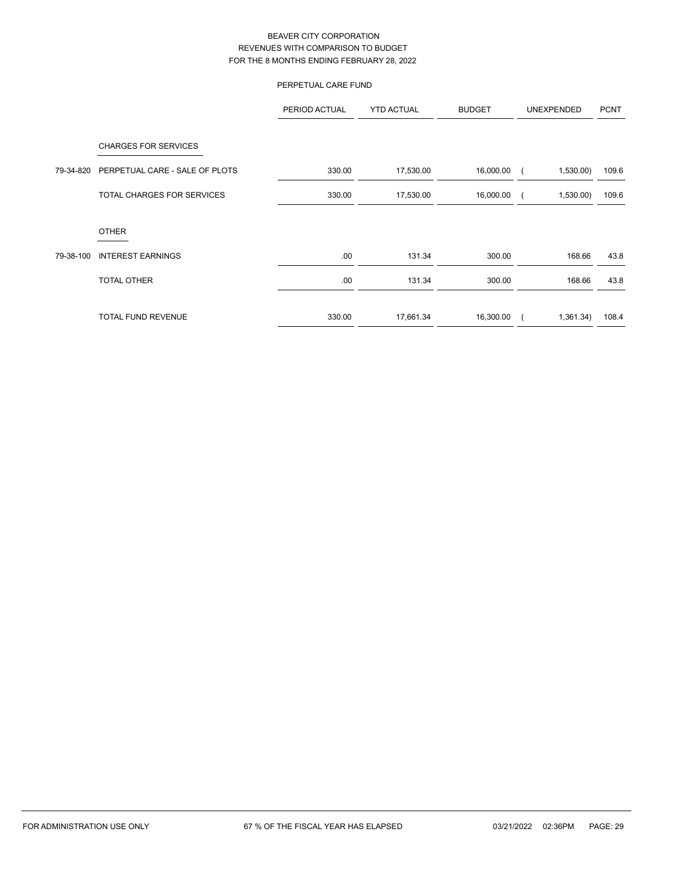BEAVER CITY CORPORATION
REVENUES WITH COMPARISON TO BUDGET
FOR THE 8 MONTHS ENDING FEBRUARY 28, 2022

PERPETUAL CARE FUND

| | | PERIOD ACTUAL | YTD ACTUAL | BUDGET | UNEXPENDED | PCNT |
|---|---|---|---|---|---|---|
| | CHARGES FOR SERVICES | | | | | |
| 79-34-820 | PERPETUAL CARE - SALE OF PLOTS | 330.00 | 17,530.00 | 16,000.00 | ( 1,530.00) | 109.6 |
| | TOTAL CHARGES FOR SERVICES | 330.00 | 17,530.00 | 16,000.00 | ( 1,530.00) | 109.6 |
| | OTHER | | | | | |
| 79-38-100 | INTEREST EARNINGS | .00 | 131.34 | 300.00 | 168.66 | 43.8 |
| | TOTAL OTHER | .00 | 131.34 | 300.00 | 168.66 | 43.8 |
| | TOTAL FUND REVENUE | 330.00 | 17,661.34 | 16,300.00 | ( 1,361.34) | 108.4 |

FOR ADMINISTRATION USE ONLY    67 % OF THE FISCAL YEAR HAS ELAPSED    03/21/2022 02:36PM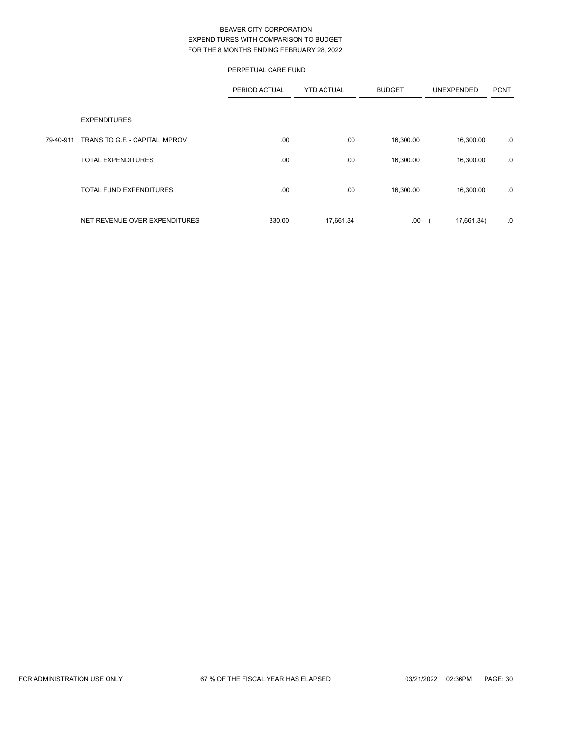BEAVER CITY CORPORATION
EXPENDITURES WITH COMPARISON TO BUDGET
FOR THE 8 MONTHS ENDING FEBRUARY 28, 2022

PERPETUAL CARE FUND

| | | PERIOD ACTUAL | YTD ACTUAL | BUDGET | UNEXPENDED | PCNT |
|---|---|---|---|---|---|---|
| | EXPENDITURES | | | | | |
| 79-40-911 | TRANS TO G.F. - CAPITAL IMPROV | .00 | .00 | 16,300.00 | 16,300.00 | .0 |
| | TOTAL EXPENDITURES | .00 | .00 | 16,300.00 | 16,300.00 | .0 |
| | TOTAL FUND EXPENDITURES | .00 | .00 | 16,300.00 | 16,300.00 | .0 |
| | NET REVENUE OVER EXPENDITURES | 330.00 | 17,661.34 | .00 | ( 17,661.34) | .0 |

FOR ADMINISTRATION USE ONLY 67 % OF THE FISCAL YEAR HAS ELAPSED 03/21/2022 02:36PM